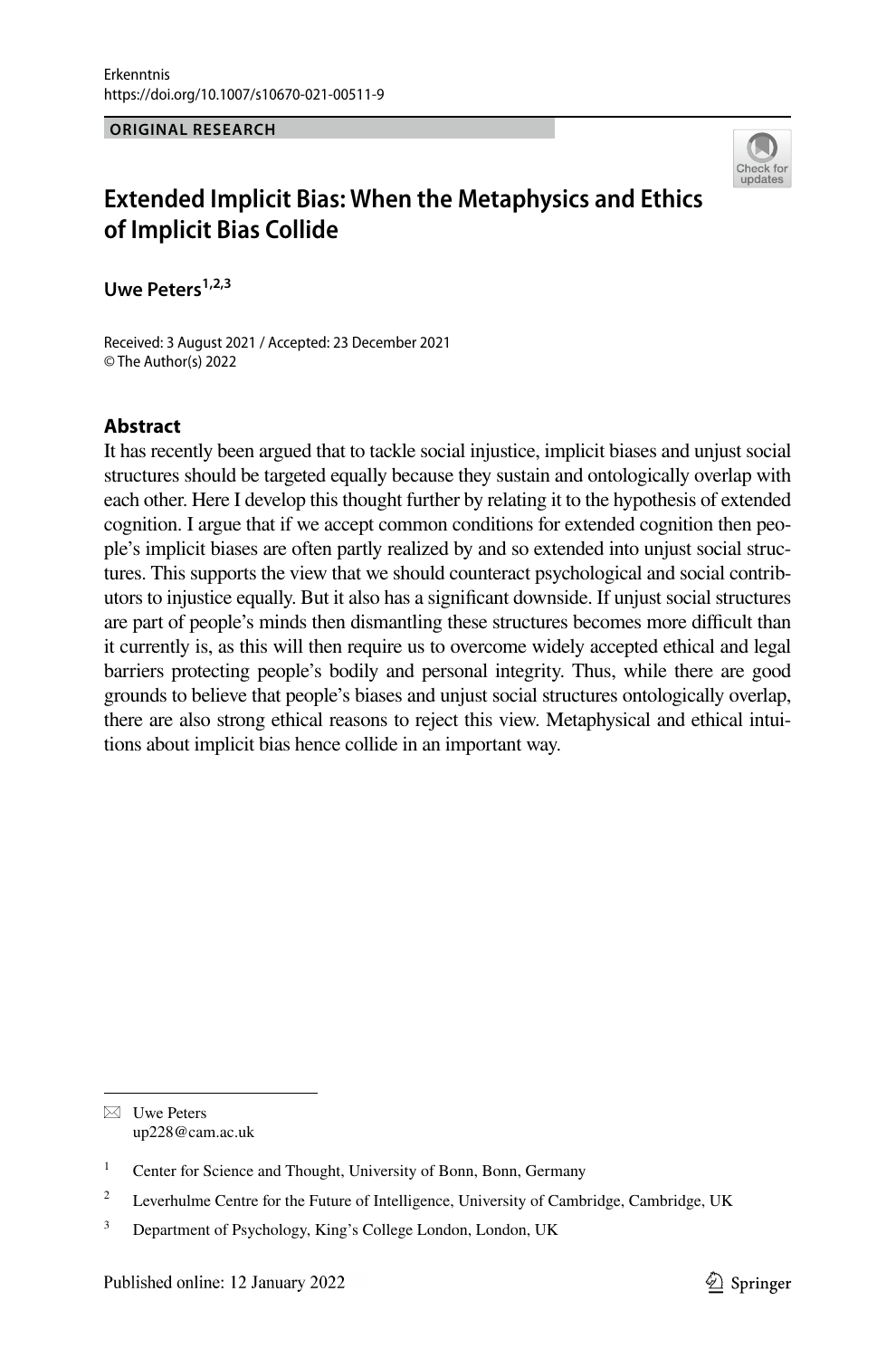Erkenntnis
https://doi.org/10.1007/s10670-021-00511-9

**ORIGINAL RESEARCH**

# Extended Implicit Bias: When the Metaphysics and Ethics of Implicit Bias Collide

**Uwe Peters**[1,2,3]

Received: 3 August 2021 / Accepted: 23 December 2021
© The Author(s) 2022

## Abstract

It has recently been argued that to tackle social injustice, implicit biases and unjust social structures should be targeted equally because they sustain and ontologically overlap with each other. Here I develop this thought further by relating it to the hypothesis of extended cognition. I argue that if we accept common conditions for extended cognition then people's implicit biases are often partly realized by and so extended into unjust social structures. This supports the view that we should counteract psychological and social contributors to injustice equally. But it also has a significant downside. If unjust social structures are part of people's minds then dismantling these structures becomes more difficult than it currently is, as this will then require us to overcome widely accepted ethical and legal barriers protecting people's bodily and personal integrity. Thus, while there are good grounds to believe that people's biases and unjust social structures ontologically overlap, there are also strong ethical reasons to reject this view. Metaphysical and ethical intuitions about implicit bias hence collide in an important way.

---

✉ Uwe Peters
up228@cam.ac.uk

[1] Center for Science and Thought, University of Bonn, Bonn, Germany

[2] Leverhulme Centre for the Future of Intelligence, University of Cambridge, Cambridge, UK

[3] Department of Psychology, King's College London, London, UK

Published online: 12 January 2022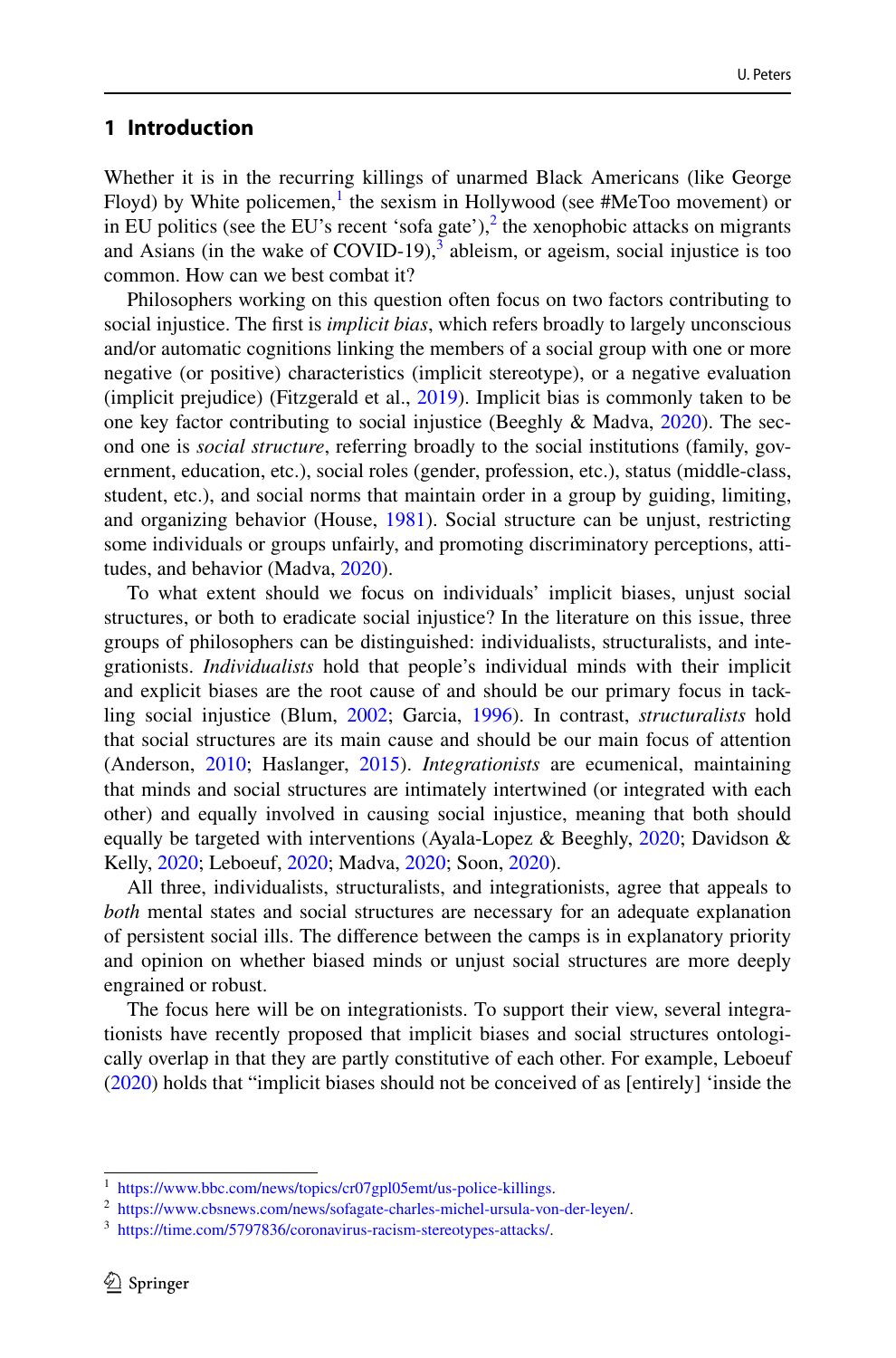## 1 Introduction

Whether it is in the recurring killings of unarmed Black Americans (like George Floyd) by White policemen,[1] the sexism in Hollywood (see #MeToo movement) or in EU politics (see the EU's recent 'sofa gate'),[2] the xenophobic attacks on migrants and Asians (in the wake of COVID-19),[3] ableism, or ageism, social injustice is too common. How can we best combat it?

Philosophers working on this question often focus on two factors contributing to social injustice. The first is *implicit bias*, which refers broadly to largely unconscious and/or automatic cognitions linking the members of a social group with one or more negative (or positive) characteristics (implicit stereotype), or a negative evaluation (implicit prejudice) (Fitzgerald et al., 2019). Implicit bias is commonly taken to be one key factor contributing to social injustice (Beeghly & Madva, 2020). The second one is *social structure*, referring broadly to the social institutions (family, government, education, etc.), social roles (gender, profession, etc.), status (middle-class, student, etc.), and social norms that maintain order in a group by guiding, limiting, and organizing behavior (House, 1981). Social structure can be unjust, restricting some individuals or groups unfairly, and promoting discriminatory perceptions, attitudes, and behavior (Madva, 2020).

To what extent should we focus on individuals' implicit biases, unjust social structures, or both to eradicate social injustice? In the literature on this issue, three groups of philosophers can be distinguished: individualists, structuralists, and integrationists. *Individualists* hold that people's individual minds with their implicit and explicit biases are the root cause of and should be our primary focus in tackling social injustice (Blum, 2002; Garcia, 1996). In contrast, *structuralists* hold that social structures are its main cause and should be our main focus of attention (Anderson, 2010; Haslanger, 2015). *Integrationists* are ecumenical, maintaining that minds and social structures are intimately intertwined (or integrated with each other) and equally involved in causing social injustice, meaning that both should equally be targeted with interventions (Ayala-Lopez & Beeghly, 2020; Davidson & Kelly, 2020; Leboeuf, 2020; Madva, 2020; Soon, 2020).

All three, individualists, structuralists, and integrationists, agree that appeals to *both* mental states and social structures are necessary for an adequate explanation of persistent social ills. The difference between the camps is in explanatory priority and opinion on whether biased minds or unjust social structures are more deeply engrained or robust.

The focus here will be on integrationists. To support their view, several integrationists have recently proposed that implicit biases and social structures ontologically overlap in that they are partly constitutive of each other. For example, Leboeuf (2020) holds that "implicit biases should not be conceived of as [entirely] 'inside the

---

[1] https://www.bbc.com/news/topics/cr07gpl05emt/us-police-killings.

[2] https://www.cbsnews.com/news/sofagate-charles-michel-ursula-von-der-leyen/.

[3] https://time.com/5797836/coronavirus-racism-stereotypes-attacks/.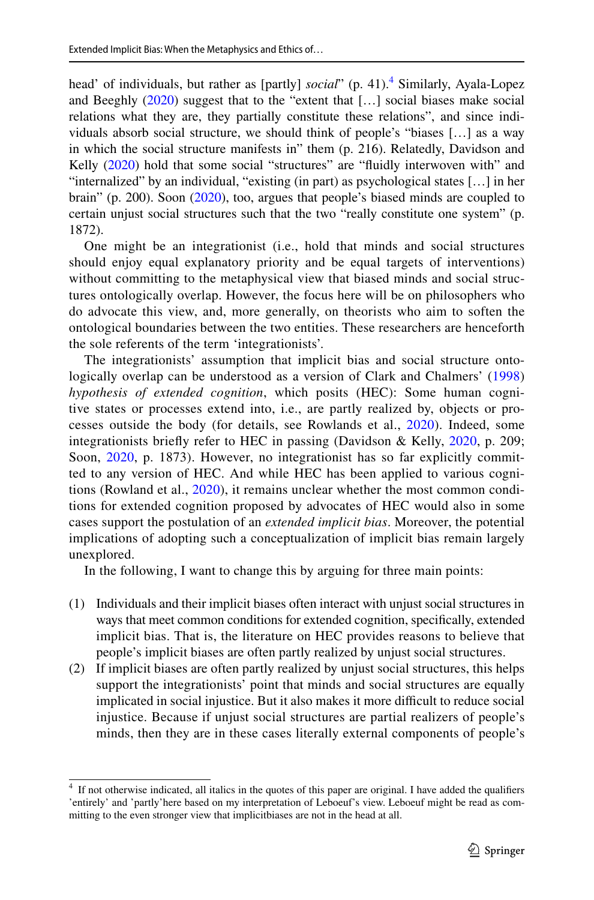head' of individuals, but rather as [partly] *social*" (p. 41).[4] Similarly, Ayala-Lopez and Beeghly (2020) suggest that to the "extent that […] social biases make social relations what they are, they partially constitute these relations", and since individuals absorb social structure, we should think of people's "biases […] as a way in which the social structure manifests in" them (p. 216). Relatedly, Davidson and Kelly (2020) hold that some social "structures" are "fluidly interwoven with" and "internalized" by an individual, "existing (in part) as psychological states […] in her brain" (p. 200). Soon (2020), too, argues that people's biased minds are coupled to certain unjust social structures such that the two "really constitute one system" (p. 1872).

One might be an integrationist (i.e., hold that minds and social structures should enjoy equal explanatory priority and be equal targets of interventions) without committing to the metaphysical view that biased minds and social structures ontologically overlap. However, the focus here will be on philosophers who do advocate this view, and, more generally, on theorists who aim to soften the ontological boundaries between the two entities. These researchers are henceforth the sole referents of the term 'integrationists'.

The integrationists' assumption that implicit bias and social structure ontologically overlap can be understood as a version of Clark and Chalmers' (1998) *hypothesis of extended cognition*, which posits (HEC): Some human cognitive states or processes extend into, i.e., are partly realized by, objects or processes outside the body (for details, see Rowlands et al., 2020). Indeed, some integrationists briefly refer to HEC in passing (Davidson & Kelly, 2020, p. 209; Soon, 2020, p. 1873). However, no integrationist has so far explicitly committed to any version of HEC. And while HEC has been applied to various cognitions (Rowland et al., 2020), it remains unclear whether the most common conditions for extended cognition proposed by advocates of HEC would also in some cases support the postulation of an *extended implicit bias*. Moreover, the potential implications of adopting such a conceptualization of implicit bias remain largely unexplored.

In the following, I want to change this by arguing for three main points:

(1) Individuals and their implicit biases often interact with unjust social structures in ways that meet common conditions for extended cognition, specifically, extended implicit bias. That is, the literature on HEC provides reasons to believe that people's implicit biases are often partly realized by unjust social structures.
(2) If implicit biases are often partly realized by unjust social structures, this helps support the integrationists' point that minds and social structures are equally implicated in social injustice. But it also makes it more difficult to reduce social injustice. Because if unjust social structures are partial realizers of people's minds, then they are in these cases literally external components of people's

[4] If not otherwise indicated, all italics in the quotes of this paper are original. I have added the qualifiers 'entirely' and 'partly'here based on my interpretation of Leboeuf's view. Leboeuf might be read as committing to the even stronger view that implicitbiases are not in the head at all.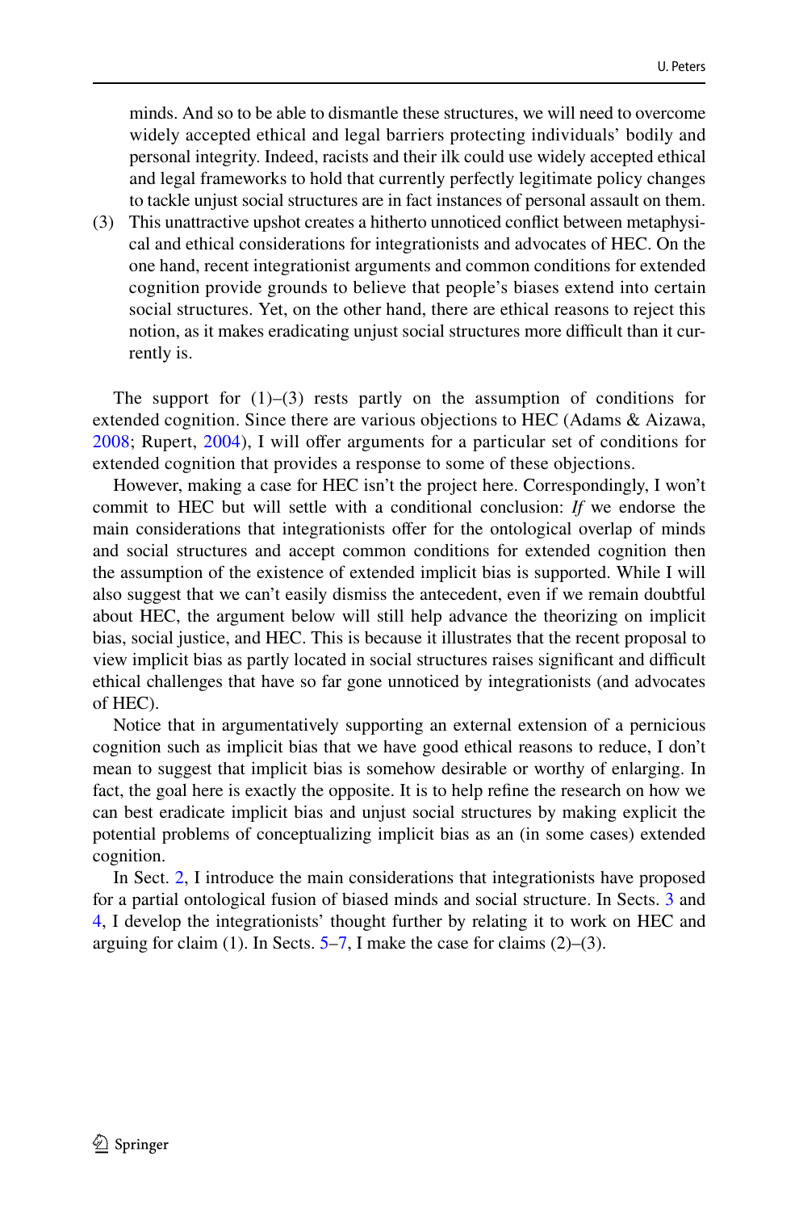minds. And so to be able to dismantle these structures, we will need to overcome widely accepted ethical and legal barriers protecting individuals' bodily and personal integrity. Indeed, racists and their ilk could use widely accepted ethical and legal frameworks to hold that currently perfectly legitimate policy changes to tackle unjust social structures are in fact instances of personal assault on them.

(3) This unattractive upshot creates a hitherto unnoticed conflict between metaphysical and ethical considerations for integrationists and advocates of HEC. On the one hand, recent integrationist arguments and common conditions for extended cognition provide grounds to believe that people's biases extend into certain social structures. Yet, on the other hand, there are ethical reasons to reject this notion, as it makes eradicating unjust social structures more difficult than it currently is.

The support for (1)–(3) rests partly on the assumption of conditions for extended cognition. Since there are various objections to HEC (Adams & Aizawa, 2008; Rupert, 2004), I will offer arguments for a particular set of conditions for extended cognition that provides a response to some of these objections.

However, making a case for HEC isn't the project here. Correspondingly, I won't commit to HEC but will settle with a conditional conclusion: *If* we endorse the main considerations that integrationists offer for the ontological overlap of minds and social structures and accept common conditions for extended cognition then the assumption of the existence of extended implicit bias is supported. While I will also suggest that we can't easily dismiss the antecedent, even if we remain doubtful about HEC, the argument below will still help advance the theorizing on implicit bias, social justice, and HEC. This is because it illustrates that the recent proposal to view implicit bias as partly located in social structures raises significant and difficult ethical challenges that have so far gone unnoticed by integrationists (and advocates of HEC).

Notice that in argumentatively supporting an external extension of a pernicious cognition such as implicit bias that we have good ethical reasons to reduce, I don't mean to suggest that implicit bias is somehow desirable or worthy of enlarging. In fact, the goal here is exactly the opposite. It is to help refine the research on how we can best eradicate implicit bias and unjust social structures by making explicit the potential problems of conceptualizing implicit bias as an (in some cases) extended cognition.

In Sect. 2, I introduce the main considerations that integrationists have proposed for a partial ontological fusion of biased minds and social structure. In Sects. 3 and 4, I develop the integrationists' thought further by relating it to work on HEC and arguing for claim (1). In Sects. 5–7, I make the case for claims (2)–(3).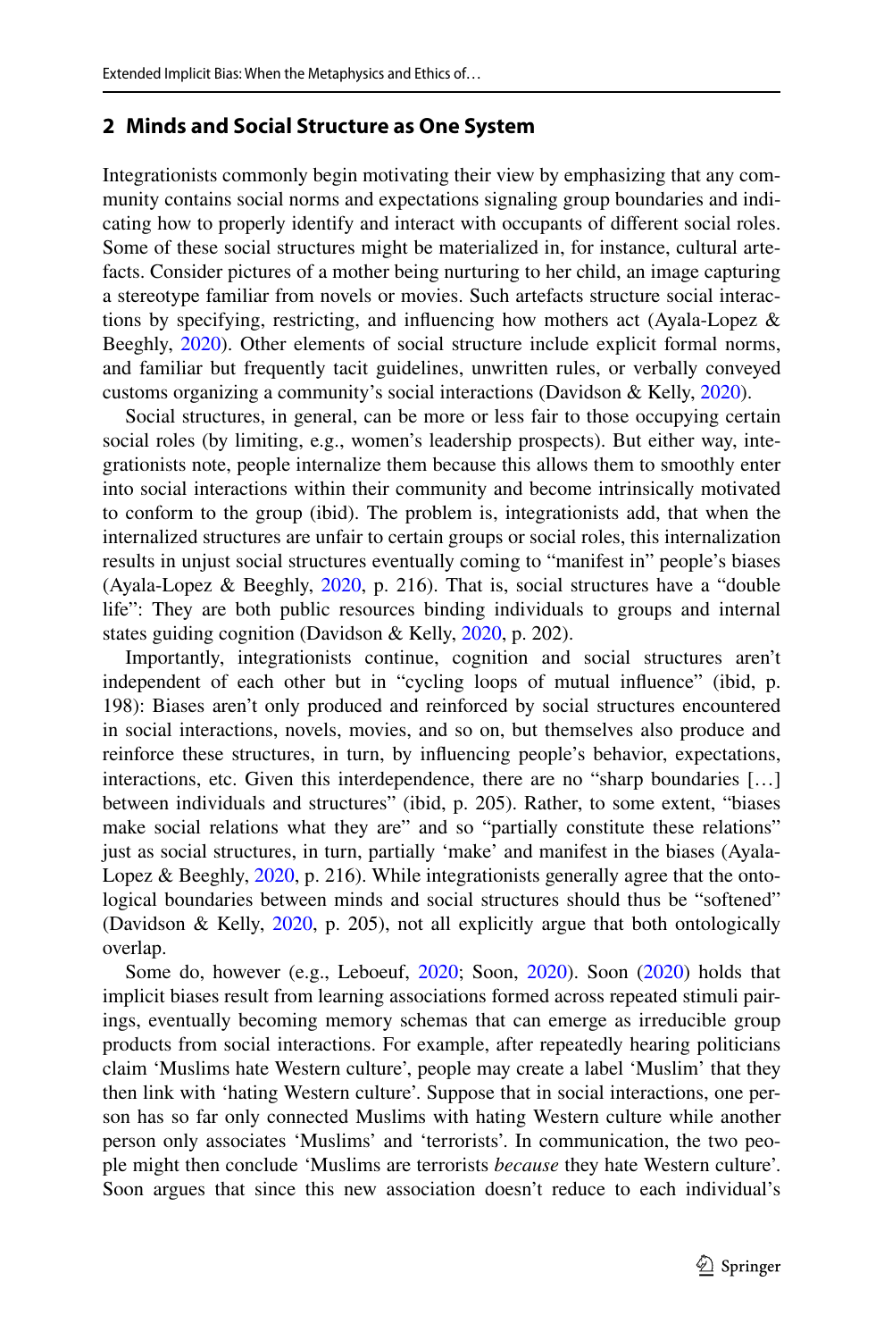## 2 Minds and Social Structure as One System

Integrationists commonly begin motivating their view by emphasizing that any community contains social norms and expectations signaling group boundaries and indicating how to properly identify and interact with occupants of different social roles. Some of these social structures might be materialized in, for instance, cultural artefacts. Consider pictures of a mother being nurturing to her child, an image capturing a stereotype familiar from novels or movies. Such artefacts structure social interactions by specifying, restricting, and influencing how mothers act (Ayala-Lopez & Beeghly, 2020). Other elements of social structure include explicit formal norms, and familiar but frequently tacit guidelines, unwritten rules, or verbally conveyed customs organizing a community's social interactions (Davidson & Kelly, 2020).

Social structures, in general, can be more or less fair to those occupying certain social roles (by limiting, e.g., women's leadership prospects). But either way, integrationists note, people internalize them because this allows them to smoothly enter into social interactions within their community and become intrinsically motivated to conform to the group (ibid). The problem is, integrationists add, that when the internalized structures are unfair to certain groups or social roles, this internalization results in unjust social structures eventually coming to "manifest in" people's biases (Ayala-Lopez & Beeghly, 2020, p. 216). That is, social structures have a "double life": They are both public resources binding individuals to groups and internal states guiding cognition (Davidson & Kelly, 2020, p. 202).

Importantly, integrationists continue, cognition and social structures aren't independent of each other but in "cycling loops of mutual influence" (ibid, p. 198): Biases aren't only produced and reinforced by social structures encountered in social interactions, novels, movies, and so on, but themselves also produce and reinforce these structures, in turn, by influencing people's behavior, expectations, interactions, etc. Given this interdependence, there are no "sharp boundaries […] between individuals and structures" (ibid, p. 205). Rather, to some extent, "biases make social relations what they are" and so "partially constitute these relations" just as social structures, in turn, partially 'make' and manifest in the biases (Ayala-Lopez & Beeghly, 2020, p. 216). While integrationists generally agree that the ontological boundaries between minds and social structures should thus be "softened" (Davidson & Kelly, 2020, p. 205), not all explicitly argue that both ontologically overlap.

Some do, however (e.g., Leboeuf, 2020; Soon, 2020). Soon (2020) holds that implicit biases result from learning associations formed across repeated stimuli pairings, eventually becoming memory schemas that can emerge as irreducible group products from social interactions. For example, after repeatedly hearing politicians claim 'Muslims hate Western culture', people may create a label 'Muslim' that they then link with 'hating Western culture'. Suppose that in social interactions, one person has so far only connected Muslims with hating Western culture while another person only associates 'Muslims' and 'terrorists'. In communication, the two people might then conclude 'Muslims are terrorists *because* they hate Western culture'. Soon argues that since this new association doesn't reduce to each individual's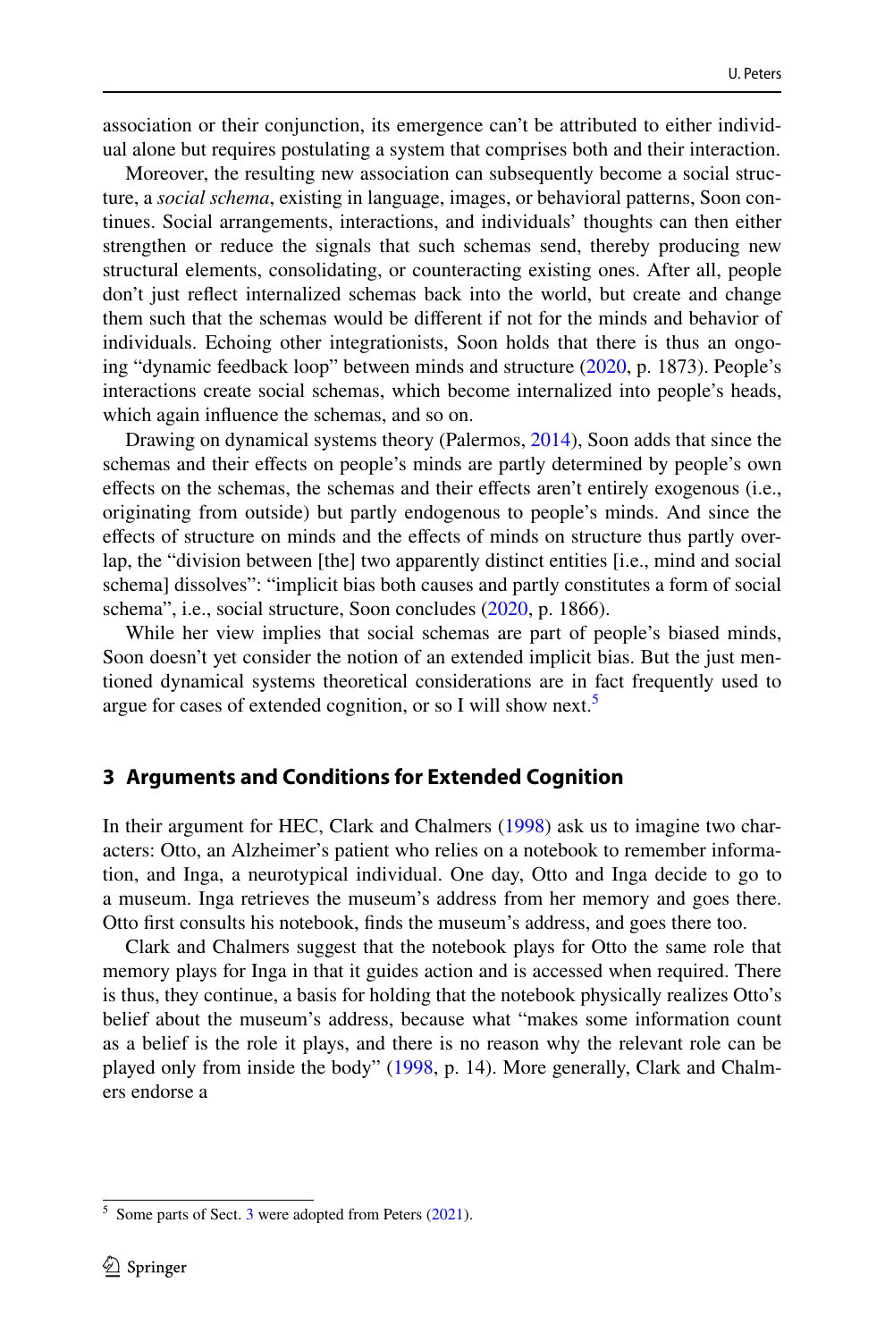association or their conjunction, its emergence can't be attributed to either individual alone but requires postulating a system that comprises both and their interaction.

Moreover, the resulting new association can subsequently become a social structure, a *social schema*, existing in language, images, or behavioral patterns, Soon continues. Social arrangements, interactions, and individuals' thoughts can then either strengthen or reduce the signals that such schemas send, thereby producing new structural elements, consolidating, or counteracting existing ones. After all, people don't just reflect internalized schemas back into the world, but create and change them such that the schemas would be different if not for the minds and behavior of individuals. Echoing other integrationists, Soon holds that there is thus an ongoing "dynamic feedback loop" between minds and structure (2020, p. 1873). People's interactions create social schemas, which become internalized into people's heads, which again influence the schemas, and so on.

Drawing on dynamical systems theory (Palermos, 2014), Soon adds that since the schemas and their effects on people's minds are partly determined by people's own effects on the schemas, the schemas and their effects aren't entirely exogenous (i.e., originating from outside) but partly endogenous to people's minds. And since the effects of structure on minds and the effects of minds on structure thus partly overlap, the "division between [the] two apparently distinct entities [i.e., mind and social schema] dissolves": "implicit bias both causes and partly constitutes a form of social schema", i.e., social structure, Soon concludes (2020, p. 1866).

While her view implies that social schemas are part of people's biased minds, Soon doesn't yet consider the notion of an extended implicit bias. But the just mentioned dynamical systems theoretical considerations are in fact frequently used to argue for cases of extended cognition, or so I will show next.[5]

## 3 Arguments and Conditions for Extended Cognition

In their argument for HEC, Clark and Chalmers (1998) ask us to imagine two characters: Otto, an Alzheimer's patient who relies on a notebook to remember information, and Inga, a neurotypical individual. One day, Otto and Inga decide to go to a museum. Inga retrieves the museum's address from her memory and goes there. Otto first consults his notebook, finds the museum's address, and goes there too.

Clark and Chalmers suggest that the notebook plays for Otto the same role that memory plays for Inga in that it guides action and is accessed when required. There is thus, they continue, a basis for holding that the notebook physically realizes Otto's belief about the museum's address, because what "makes some information count as a belief is the role it plays, and there is no reason why the relevant role can be played only from inside the body" (1998, p. 14). More generally, Clark and Chalmers endorse a

[5] Some parts of Sect. 3 were adopted from Peters (2021).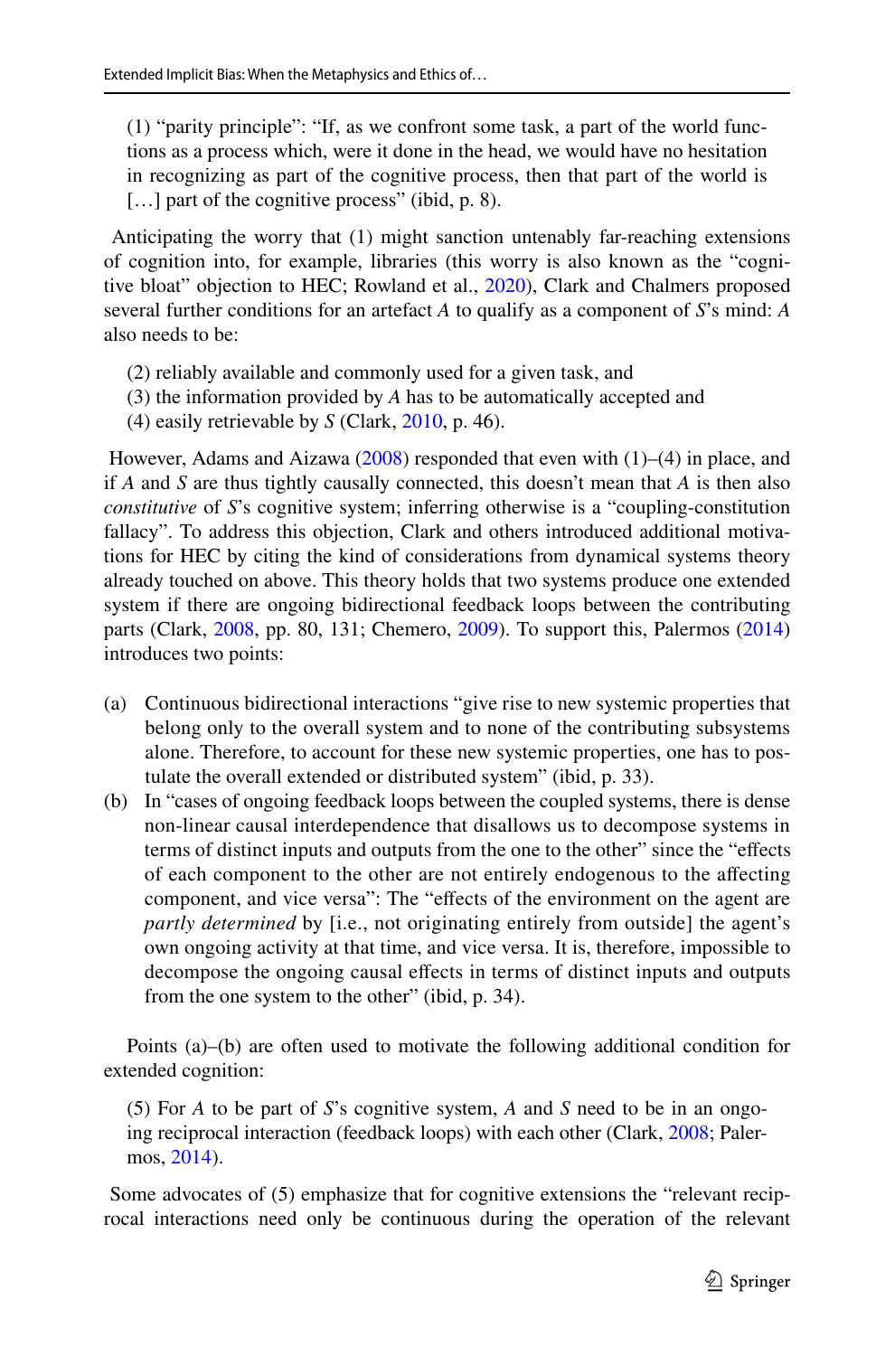(1) "parity principle": "If, as we confront some task, a part of the world functions as a process which, were it done in the head, we would have no hesitation in recognizing as part of the cognitive process, then that part of the world is [...] part of the cognitive process" (ibid, p. 8).

Anticipating the worry that (1) might sanction untenably far-reaching extensions of cognition into, for example, libraries (this worry is also known as the "cognitive bloat" objection to HEC; Rowland et al., 2020), Clark and Chalmers proposed several further conditions for an artefact *A* to qualify as a component of *S*'s mind: *A* also needs to be:

(2) reliably available and commonly used for a given task, and
(3) the information provided by *A* has to be automatically accepted and
(4) easily retrievable by *S* (Clark, 2010, p. 46).

However, Adams and Aizawa (2008) responded that even with (1)–(4) in place, and if *A* and *S* are thus tightly causally connected, this doesn't mean that *A* is then also *constitutive* of *S*'s cognitive system; inferring otherwise is a "coupling-constitution fallacy". To address this objection, Clark and others introduced additional motivations for HEC by citing the kind of considerations from dynamical systems theory already touched on above. This theory holds that two systems produce one extended system if there are ongoing bidirectional feedback loops between the contributing parts (Clark, 2008, pp. 80, 131; Chemero, 2009). To support this, Palermos (2014) introduces two points:

(a) Continuous bidirectional interactions "give rise to new systemic properties that belong only to the overall system and to none of the contributing subsystems alone. Therefore, to account for these new systemic properties, one has to postulate the overall extended or distributed system" (ibid, p. 33).
(b) In "cases of ongoing feedback loops between the coupled systems, there is dense non-linear causal interdependence that disallows us to decompose systems in terms of distinct inputs and outputs from the one to the other" since the "effects of each component to the other are not entirely endogenous to the affecting component, and vice versa": The "effects of the environment on the agent are *partly determined* by [i.e., not originating entirely from outside] the agent's own ongoing activity at that time, and vice versa. It is, therefore, impossible to decompose the ongoing causal effects in terms of distinct inputs and outputs from the one system to the other" (ibid, p. 34).

Points (a)–(b) are often used to motivate the following additional condition for extended cognition:

(5) For *A* to be part of *S*'s cognitive system, *A* and *S* need to be in an ongoing reciprocal interaction (feedback loops) with each other (Clark, 2008; Palermos, 2014).

Some advocates of (5) emphasize that for cognitive extensions the "relevant reciprocal interactions need only be continuous during the operation of the relevant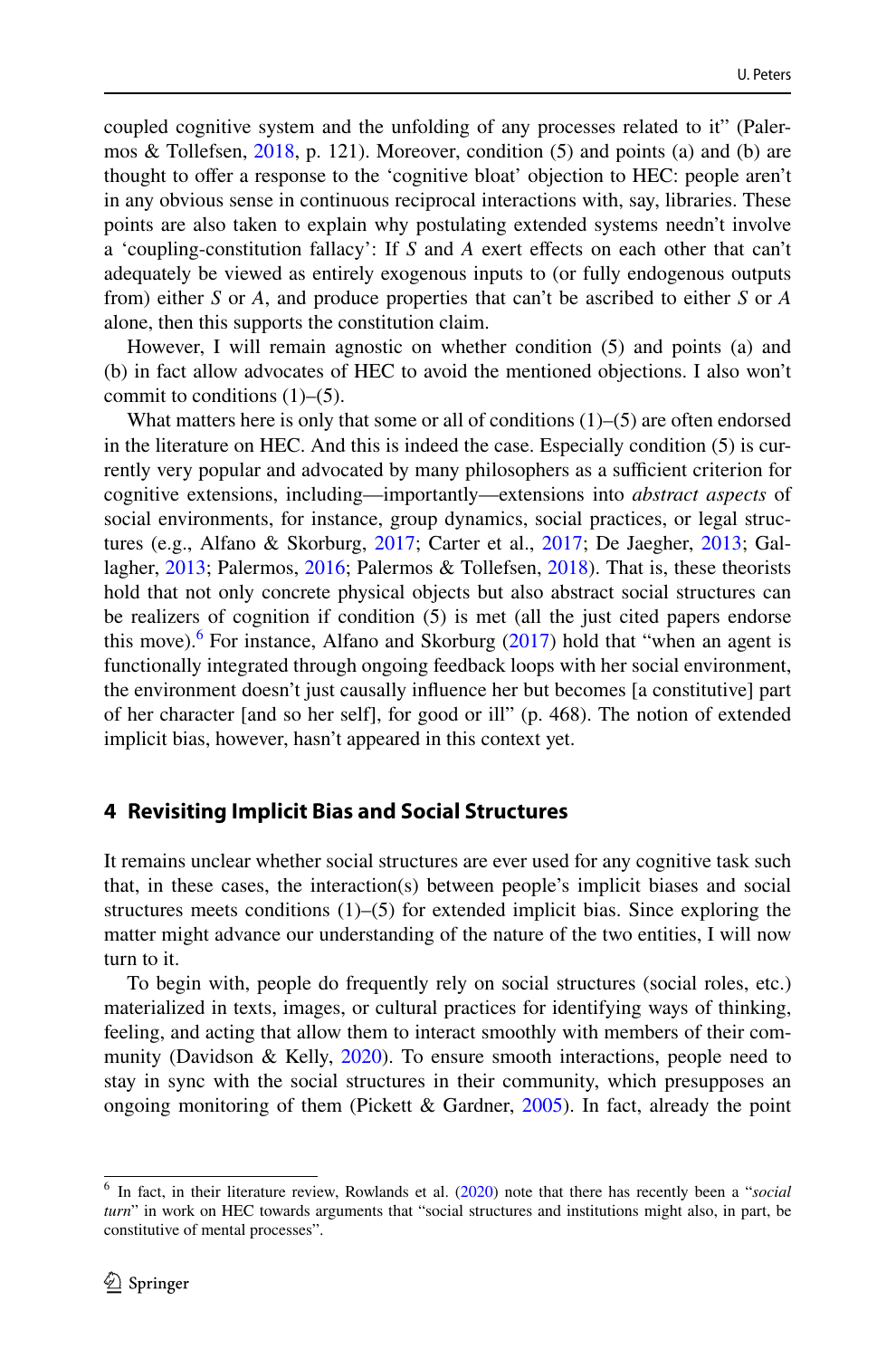coupled cognitive system and the unfolding of any processes related to it" (Palermos & Tollefsen, 2018, p. 121). Moreover, condition (5) and points (a) and (b) are thought to offer a response to the 'cognitive bloat' objection to HEC: people aren't in any obvious sense in continuous reciprocal interactions with, say, libraries. These points are also taken to explain why postulating extended systems needn't involve a 'coupling-constitution fallacy': If *S* and *A* exert effects on each other that can't adequately be viewed as entirely exogenous inputs to (or fully endogenous outputs from) either *S* or *A*, and produce properties that can't be ascribed to either *S* or *A* alone, then this supports the constitution claim.

However, I will remain agnostic on whether condition (5) and points (a) and (b) in fact allow advocates of HEC to avoid the mentioned objections. I also won't commit to conditions (1)–(5).

What matters here is only that some or all of conditions (1)–(5) are often endorsed in the literature on HEC. And this is indeed the case. Especially condition (5) is currently very popular and advocated by many philosophers as a sufficient criterion for cognitive extensions, including—importantly—extensions into *abstract aspects* of social environments, for instance, group dynamics, social practices, or legal structures (e.g., Alfano & Skorburg, 2017; Carter et al., 2017; De Jaegher, 2013; Gallagher, 2013; Palermos, 2016; Palermos & Tollefsen, 2018). That is, these theorists hold that not only concrete physical objects but also abstract social structures can be realizers of cognition if condition (5) is met (all the just cited papers endorse this move).[6] For instance, Alfano and Skorburg (2017) hold that "when an agent is functionally integrated through ongoing feedback loops with her social environment, the environment doesn't just causally influence her but becomes [a constitutive] part of her character [and so her self], for good or ill" (p. 468). The notion of extended implicit bias, however, hasn't appeared in this context yet.

## 4 Revisiting Implicit Bias and Social Structures

It remains unclear whether social structures are ever used for any cognitive task such that, in these cases, the interaction(s) between people's implicit biases and social structures meets conditions (1)–(5) for extended implicit bias. Since exploring the matter might advance our understanding of the nature of the two entities, I will now turn to it.

To begin with, people do frequently rely on social structures (social roles, etc.) materialized in texts, images, or cultural practices for identifying ways of thinking, feeling, and acting that allow them to interact smoothly with members of their community (Davidson & Kelly, 2020). To ensure smooth interactions, people need to stay in sync with the social structures in their community, which presupposes an ongoing monitoring of them (Pickett & Gardner, 2005). In fact, already the point

---

[6] In fact, in their literature review, Rowlands et al. (2020) note that there has recently been a "*social turn*" in work on HEC towards arguments that "social structures and institutions might also, in part, be constitutive of mental processes".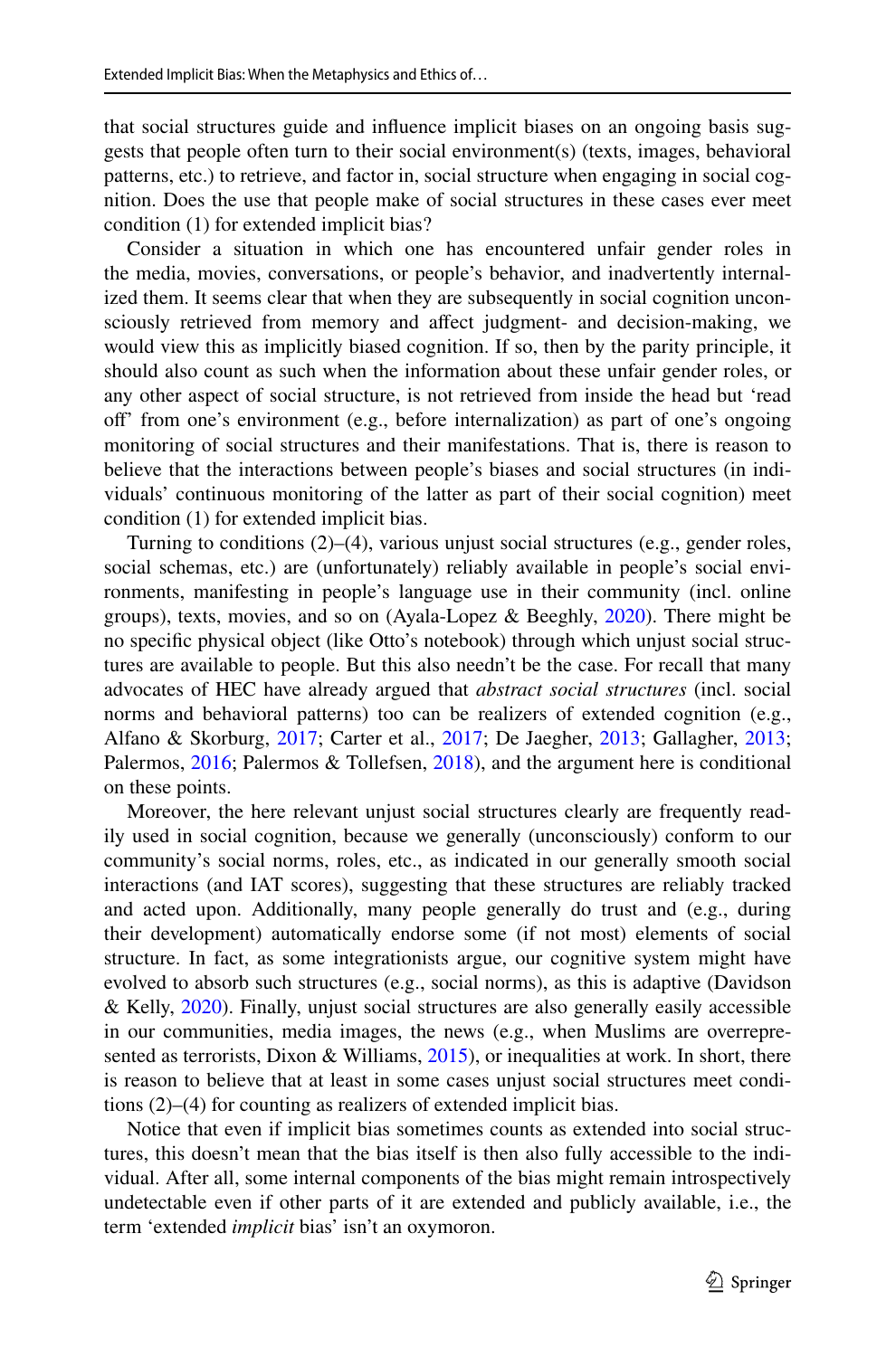that social structures guide and influence implicit biases on an ongoing basis suggests that people often turn to their social environment(s) (texts, images, behavioral patterns, etc.) to retrieve, and factor in, social structure when engaging in social cognition. Does the use that people make of social structures in these cases ever meet condition (1) for extended implicit bias?

Consider a situation in which one has encountered unfair gender roles in the media, movies, conversations, or people's behavior, and inadvertently internalized them. It seems clear that when they are subsequently in social cognition unconsciously retrieved from memory and affect judgment- and decision-making, we would view this as implicitly biased cognition. If so, then by the parity principle, it should also count as such when the information about these unfair gender roles, or any other aspect of social structure, is not retrieved from inside the head but 'read off' from one's environment (e.g., before internalization) as part of one's ongoing monitoring of social structures and their manifestations. That is, there is reason to believe that the interactions between people's biases and social structures (in individuals' continuous monitoring of the latter as part of their social cognition) meet condition (1) for extended implicit bias.

Turning to conditions (2)–(4), various unjust social structures (e.g., gender roles, social schemas, etc.) are (unfortunately) reliably available in people's social environments, manifesting in people's language use in their community (incl. online groups), texts, movies, and so on (Ayala-Lopez & Beeghly, 2020). There might be no specific physical object (like Otto's notebook) through which unjust social structures are available to people. But this also needn't be the case. For recall that many advocates of HEC have already argued that *abstract social structures* (incl. social norms and behavioral patterns) too can be realizers of extended cognition (e.g., Alfano & Skorburg, 2017; Carter et al., 2017; De Jaegher, 2013; Gallagher, 2013; Palermos, 2016; Palermos & Tollefsen, 2018), and the argument here is conditional on these points.

Moreover, the here relevant unjust social structures clearly are frequently readily used in social cognition, because we generally (unconsciously) conform to our community's social norms, roles, etc., as indicated in our generally smooth social interactions (and IAT scores), suggesting that these structures are reliably tracked and acted upon. Additionally, many people generally do trust and (e.g., during their development) automatically endorse some (if not most) elements of social structure. In fact, as some integrationists argue, our cognitive system might have evolved to absorb such structures (e.g., social norms), as this is adaptive (Davidson & Kelly, 2020). Finally, unjust social structures are also generally easily accessible in our communities, media images, the news (e.g., when Muslims are overrepresented as terrorists, Dixon & Williams, 2015), or inequalities at work. In short, there is reason to believe that at least in some cases unjust social structures meet conditions (2)–(4) for counting as realizers of extended implicit bias.

Notice that even if implicit bias sometimes counts as extended into social structures, this doesn't mean that the bias itself is then also fully accessible to the individual. After all, some internal components of the bias might remain introspectively undetectable even if other parts of it are extended and publicly available, i.e., the term 'extended *implicit* bias' isn't an oxymoron.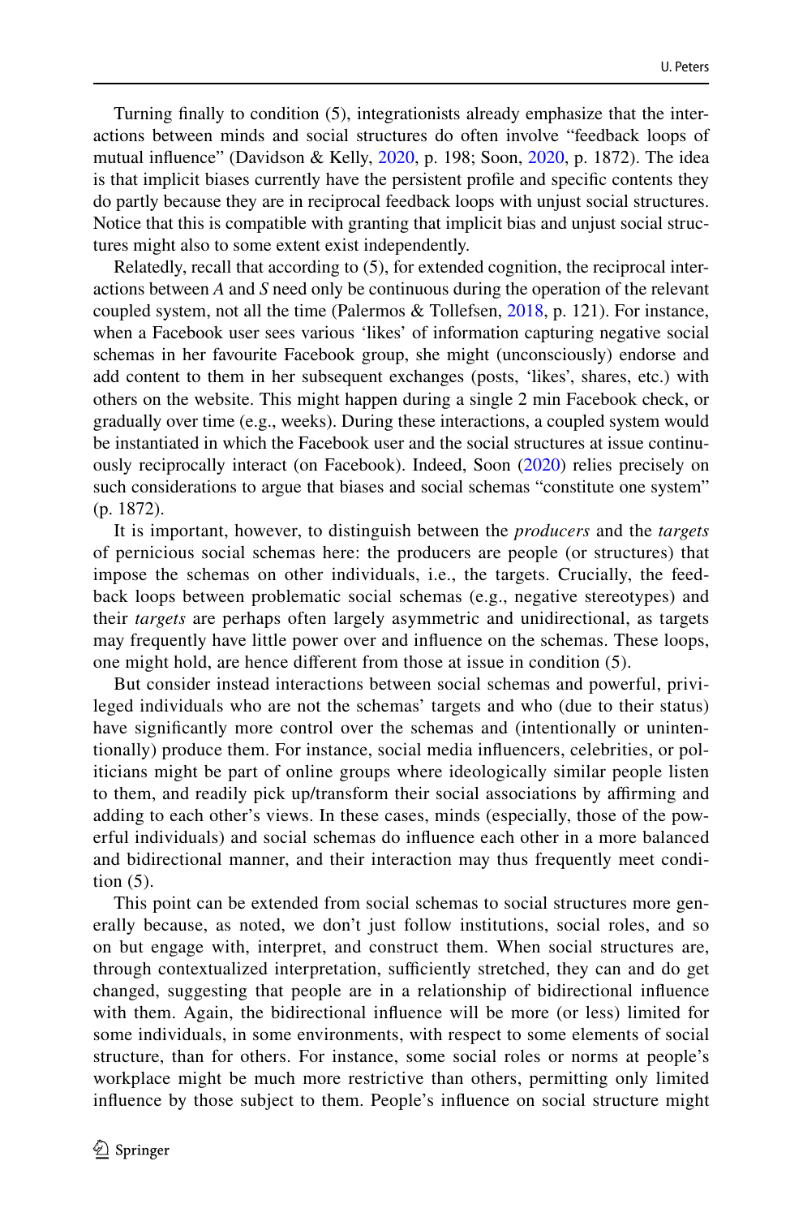Turning finally to condition (5), integrationists already emphasize that the interactions between minds and social structures do often involve "feedback loops of mutual influence" (Davidson & Kelly, 2020, p. 198; Soon, 2020, p. 1872). The idea is that implicit biases currently have the persistent profile and specific contents they do partly because they are in reciprocal feedback loops with unjust social structures. Notice that this is compatible with granting that implicit bias and unjust social structures might also to some extent exist independently.

Relatedly, recall that according to (5), for extended cognition, the reciprocal interactions between *A* and *S* need only be continuous during the operation of the relevant coupled system, not all the time (Palermos & Tollefsen, 2018, p. 121). For instance, when a Facebook user sees various 'likes' of information capturing negative social schemas in her favourite Facebook group, she might (unconsciously) endorse and add content to them in her subsequent exchanges (posts, 'likes', shares, etc.) with others on the website. This might happen during a single 2 min Facebook check, or gradually over time (e.g., weeks). During these interactions, a coupled system would be instantiated in which the Facebook user and the social structures at issue continuously reciprocally interact (on Facebook). Indeed, Soon (2020) relies precisely on such considerations to argue that biases and social schemas "constitute one system" (p. 1872).

It is important, however, to distinguish between the *producers* and the *targets* of pernicious social schemas here: the producers are people (or structures) that impose the schemas on other individuals, i.e., the targets. Crucially, the feedback loops between problematic social schemas (e.g., negative stereotypes) and their *targets* are perhaps often largely asymmetric and unidirectional, as targets may frequently have little power over and influence on the schemas. These loops, one might hold, are hence different from those at issue in condition (5).

But consider instead interactions between social schemas and powerful, privileged individuals who are not the schemas' targets and who (due to their status) have significantly more control over the schemas and (intentionally or unintentionally) produce them. For instance, social media influencers, celebrities, or politicians might be part of online groups where ideologically similar people listen to them, and readily pick up/transform their social associations by affirming and adding to each other's views. In these cases, minds (especially, those of the powerful individuals) and social schemas do influence each other in a more balanced and bidirectional manner, and their interaction may thus frequently meet condition (5).

This point can be extended from social schemas to social structures more generally because, as noted, we don't just follow institutions, social roles, and so on but engage with, interpret, and construct them. When social structures are, through contextualized interpretation, sufficiently stretched, they can and do get changed, suggesting that people are in a relationship of bidirectional influence with them. Again, the bidirectional influence will be more (or less) limited for some individuals, in some environments, with respect to some elements of social structure, than for others. For instance, some social roles or norms at people's workplace might be much more restrictive than others, permitting only limited influence by those subject to them. People's influence on social structure might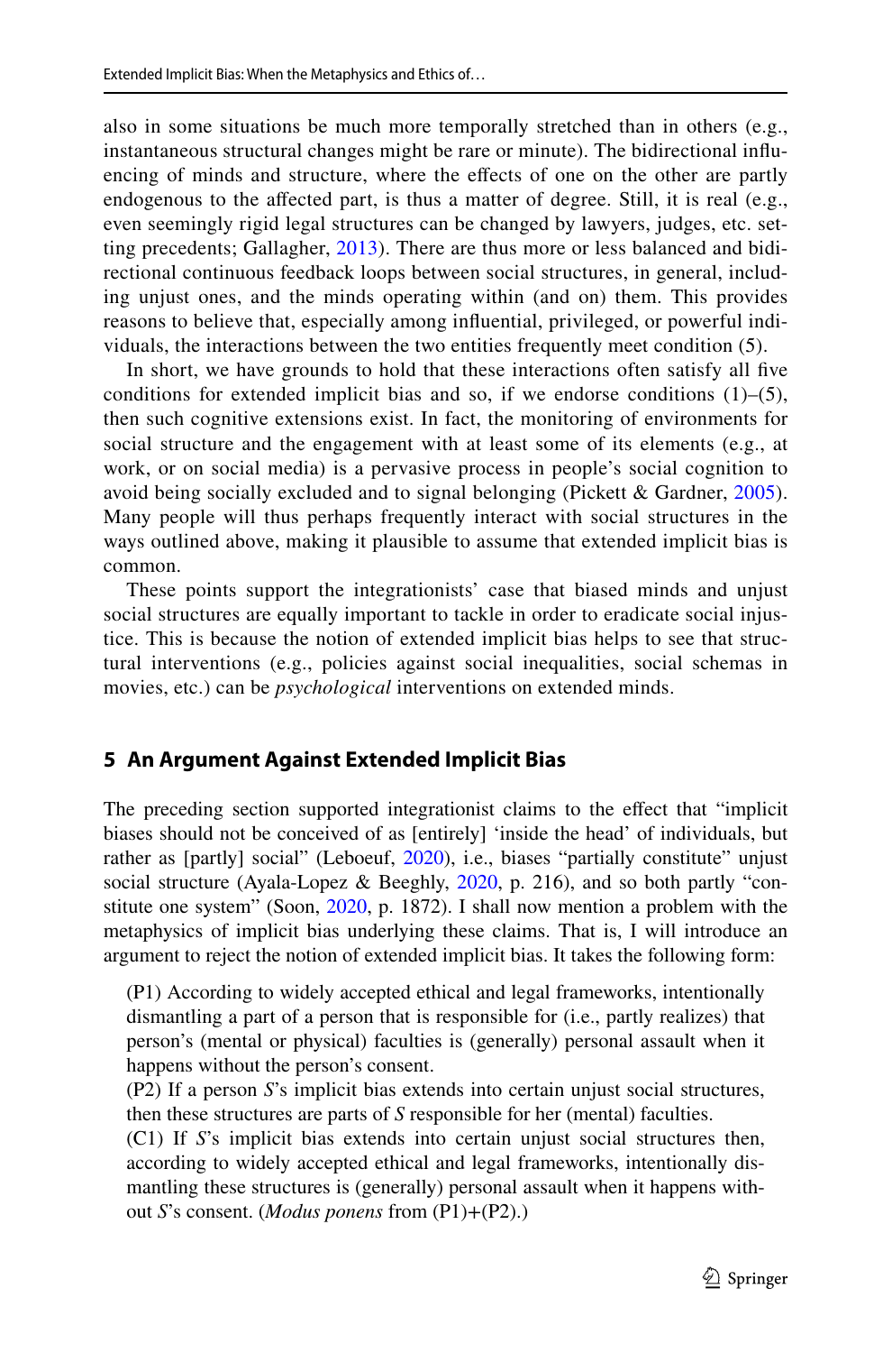also in some situations be much more temporally stretched than in others (e.g., instantaneous structural changes might be rare or minute). The bidirectional influencing of minds and structure, where the effects of one on the other are partly endogenous to the affected part, is thus a matter of degree. Still, it is real (e.g., even seemingly rigid legal structures can be changed by lawyers, judges, etc. setting precedents; Gallagher, 2013). There are thus more or less balanced and bidirectional continuous feedback loops between social structures, in general, including unjust ones, and the minds operating within (and on) them. This provides reasons to believe that, especially among influential, privileged, or powerful individuals, the interactions between the two entities frequently meet condition (5).

In short, we have grounds to hold that these interactions often satisfy all five conditions for extended implicit bias and so, if we endorse conditions (1)–(5), then such cognitive extensions exist. In fact, the monitoring of environments for social structure and the engagement with at least some of its elements (e.g., at work, or on social media) is a pervasive process in people's social cognition to avoid being socially excluded and to signal belonging (Pickett & Gardner, 2005). Many people will thus perhaps frequently interact with social structures in the ways outlined above, making it plausible to assume that extended implicit bias is common.

These points support the integrationists' case that biased minds and unjust social structures are equally important to tackle in order to eradicate social injustice. This is because the notion of extended implicit bias helps to see that structural interventions (e.g., policies against social inequalities, social schemas in movies, etc.) can be *psychological* interventions on extended minds.

## 5 An Argument Against Extended Implicit Bias

The preceding section supported integrationist claims to the effect that "implicit biases should not be conceived of as [entirely] 'inside the head' of individuals, but rather as [partly] social" (Leboeuf, 2020), i.e., biases "partially constitute" unjust social structure (Ayala-Lopez & Beeghly, 2020, p. 216), and so both partly "constitute one system" (Soon, 2020, p. 1872). I shall now mention a problem with the metaphysics of implicit bias underlying these claims. That is, I will introduce an argument to reject the notion of extended implicit bias. It takes the following form:

(P1) According to widely accepted ethical and legal frameworks, intentionally dismantling a part of a person that is responsible for (i.e., partly realizes) that person's (mental or physical) faculties is (generally) personal assault when it happens without the person's consent.
(P2) If a person *S*'s implicit bias extends into certain unjust social structures, then these structures are parts of *S* responsible for her (mental) faculties.
(C1) If *S*'s implicit bias extends into certain unjust social structures then, according to widely accepted ethical and legal frameworks, intentionally dismantling these structures is (generally) personal assault when it happens without *S*'s consent. (*Modus ponens* from (P1)+(P2).)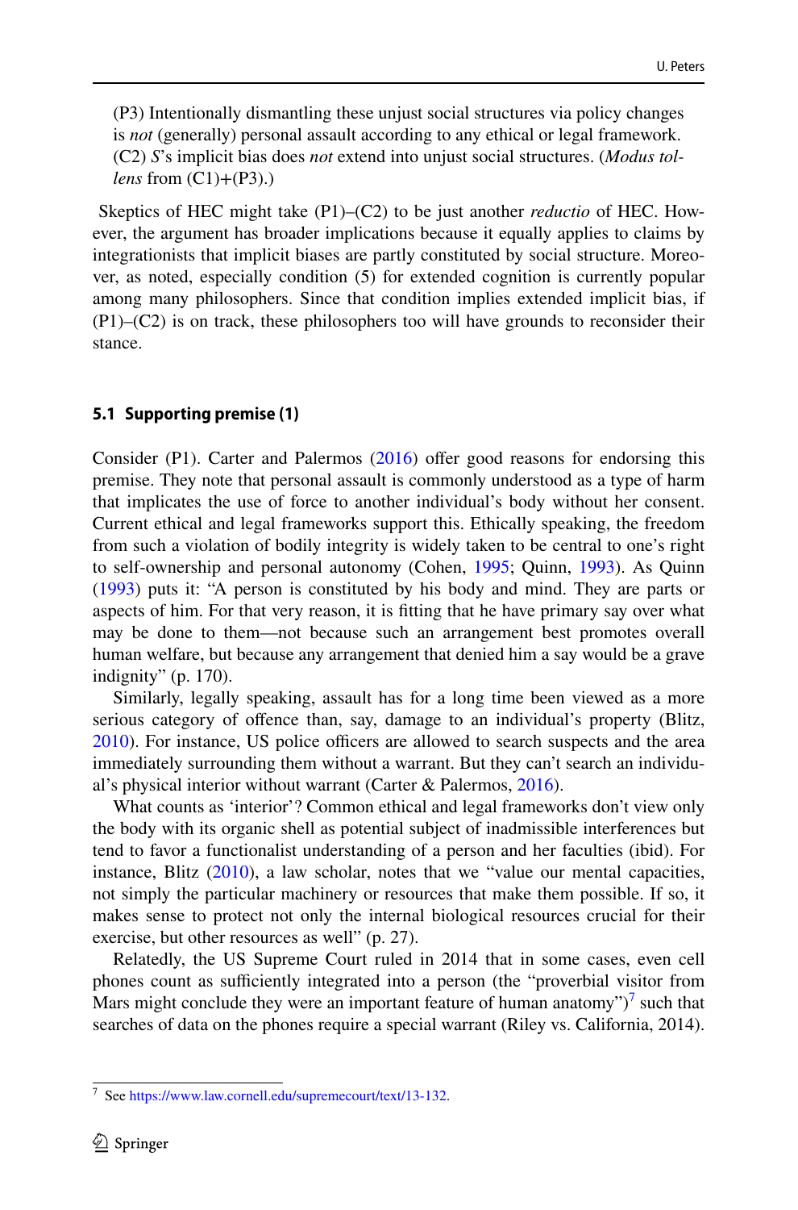(P3) Intentionally dismantling these unjust social structures via policy changes is *not* (generally) personal assault according to any ethical or legal framework.
(C2) *S*'s implicit bias does *not* extend into unjust social structures. (*Modus tollens* from (C1)+(P3).)

Skeptics of HEC might take (P1)–(C2) to be just another *reductio* of HEC. However, the argument has broader implications because it equally applies to claims by integrationists that implicit biases are partly constituted by social structure. Moreover, as noted, especially condition (5) for extended cognition is currently popular among many philosophers. Since that condition implies extended implicit bias, if (P1)–(C2) is on track, these philosophers too will have grounds to reconsider their stance.

### 5.1 Supporting premise (1)

Consider (P1). Carter and Palermos (2016) offer good reasons for endorsing this premise. They note that personal assault is commonly understood as a type of harm that implicates the use of force to another individual's body without her consent. Current ethical and legal frameworks support this. Ethically speaking, the freedom from such a violation of bodily integrity is widely taken to be central to one's right to self-ownership and personal autonomy (Cohen, 1995; Quinn, 1993). As Quinn (1993) puts it: "A person is constituted by his body and mind. They are parts or aspects of him. For that very reason, it is fitting that he have primary say over what may be done to them—not because such an arrangement best promotes overall human welfare, but because any arrangement that denied him a say would be a grave indignity" (p. 170).

Similarly, legally speaking, assault has for a long time been viewed as a more serious category of offence than, say, damage to an individual's property (Blitz, 2010). For instance, US police officers are allowed to search suspects and the area immediately surrounding them without a warrant. But they can't search an individual's physical interior without warrant (Carter & Palermos, 2016).

What counts as 'interior'? Common ethical and legal frameworks don't view only the body with its organic shell as potential subject of inadmissible interferences but tend to favor a functionalist understanding of a person and her faculties (ibid). For instance, Blitz (2010), a law scholar, notes that we "value our mental capacities, not simply the particular machinery or resources that make them possible. If so, it makes sense to protect not only the internal biological resources crucial for their exercise, but other resources as well" (p. 27).

Relatedly, the US Supreme Court ruled in 2014 that in some cases, even cell phones count as sufficiently integrated into a person (the "proverbial visitor from Mars might conclude they were an important feature of human anatomy")[7] such that searches of data on the phones require a special warrant (Riley vs. California, 2014).

[7] See https://www.law.cornell.edu/supremecourt/text/13-132.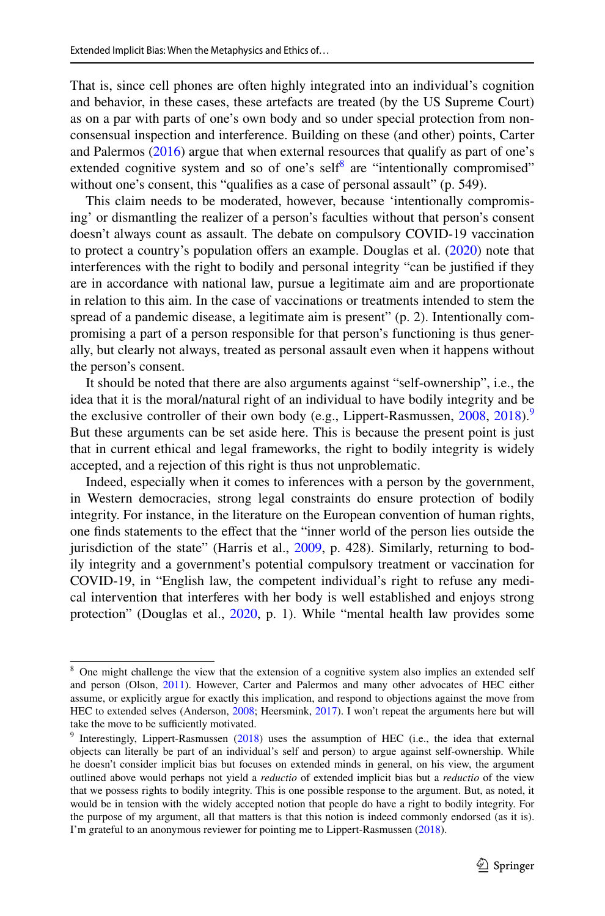That is, since cell phones are often highly integrated into an individual's cognition and behavior, in these cases, these artefacts are treated (by the US Supreme Court) as on a par with parts of one's own body and so under special protection from non-consensual inspection and interference. Building on these (and other) points, Carter and Palermos (2016) argue that when external resources that qualify as part of one's extended cognitive system and so of one's self[8] are "intentionally compromised" without one's consent, this "qualifies as a case of personal assault" (p. 549).

This claim needs to be moderated, however, because 'intentionally compromising' or dismantling the realizer of a person's faculties without that person's consent doesn't always count as assault. The debate on compulsory COVID-19 vaccination to protect a country's population offers an example. Douglas et al. (2020) note that interferences with the right to bodily and personal integrity "can be justified if they are in accordance with national law, pursue a legitimate aim and are proportionate in relation to this aim. In the case of vaccinations or treatments intended to stem the spread of a pandemic disease, a legitimate aim is present" (p. 2). Intentionally compromising a part of a person responsible for that person's functioning is thus generally, but clearly not always, treated as personal assault even when it happens without the person's consent.

It should be noted that there are also arguments against "self-ownership", i.e., the idea that it is the moral/natural right of an individual to have bodily integrity and be the exclusive controller of their own body (e.g., Lippert-Rasmussen, 2008, 2018).[9] But these arguments can be set aside here. This is because the present point is just that in current ethical and legal frameworks, the right to bodily integrity is widely accepted, and a rejection of this right is thus not unproblematic.

Indeed, especially when it comes to inferences with a person by the government, in Western democracies, strong legal constraints do ensure protection of bodily integrity. For instance, in the literature on the European convention of human rights, one finds statements to the effect that the "inner world of the person lies outside the jurisdiction of the state" (Harris et al., 2009, p. 428). Similarly, returning to bodily integrity and a government's potential compulsory treatment or vaccination for COVID-19, in "English law, the competent individual's right to refuse any medical intervention that interferes with her body is well established and enjoys strong protection" (Douglas et al., 2020, p. 1). While "mental health law provides some

---

[8] One might challenge the view that the extension of a cognitive system also implies an extended self and person (Olson, 2011). However, Carter and Palermos and many other advocates of HEC either assume, or explicitly argue for exactly this implication, and respond to objections against the move from HEC to extended selves (Anderson, 2008; Heersmink, 2017). I won't repeat the arguments here but will take the move to be sufficiently motivated.

[9] Interestingly, Lippert-Rasmussen (2018) uses the assumption of HEC (i.e., the idea that external objects can literally be part of an individual's self and person) to argue against self-ownership. While he doesn't consider implicit bias but focuses on extended minds in general, on his view, the argument outlined above would perhaps not yield a *reductio* of extended implicit bias but a *reductio* of the view that we possess rights to bodily integrity. This is one possible response to the argument. But, as noted, it would be in tension with the widely accepted notion that people do have a right to bodily integrity. For the purpose of my argument, all that matters is that this notion is indeed commonly endorsed (as it is). I'm grateful to an anonymous reviewer for pointing me to Lippert-Rasmussen (2018).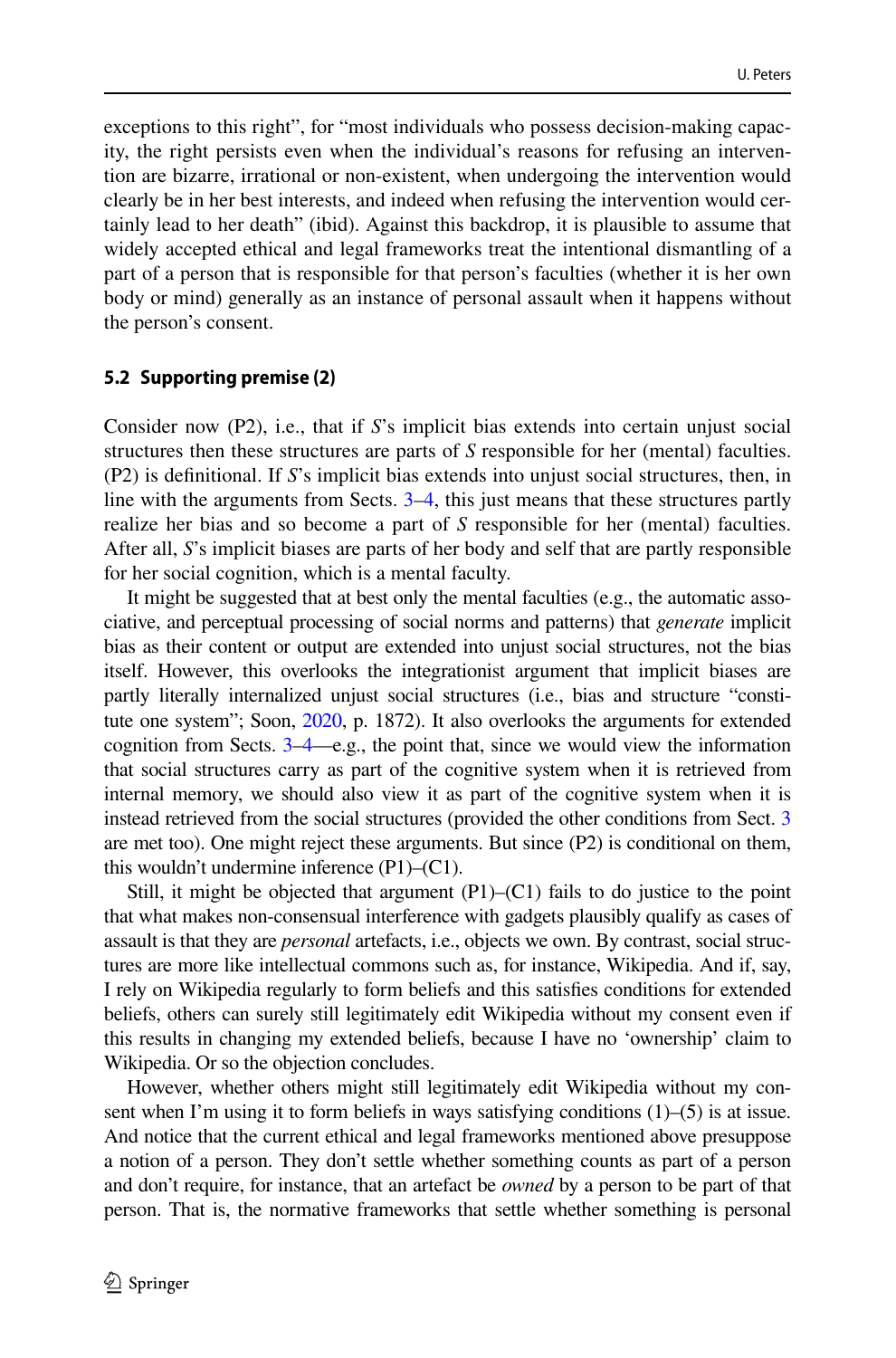exceptions to this right", for "most individuals who possess decision-making capacity, the right persists even when the individual's reasons for refusing an intervention are bizarre, irrational or non-existent, when undergoing the intervention would clearly be in her best interests, and indeed when refusing the intervention would certainly lead to her death" (ibid). Against this backdrop, it is plausible to assume that widely accepted ethical and legal frameworks treat the intentional dismantling of a part of a person that is responsible for that person's faculties (whether it is her own body or mind) generally as an instance of personal assault when it happens without the person's consent.

### 5.2 Supporting premise (2)

Consider now (P2), i.e., that if *S*'s implicit bias extends into certain unjust social structures then these structures are parts of *S* responsible for her (mental) faculties. (P2) is definitional. If *S*'s implicit bias extends into unjust social structures, then, in line with the arguments from Sects. 3–4, this just means that these structures partly realize her bias and so become a part of *S* responsible for her (mental) faculties. After all, *S*'s implicit biases are parts of her body and self that are partly responsible for her social cognition, which is a mental faculty.

It might be suggested that at best only the mental faculties (e.g., the automatic associative, and perceptual processing of social norms and patterns) that *generate* implicit bias as their content or output are extended into unjust social structures, not the bias itself. However, this overlooks the integrationist argument that implicit biases are partly literally internalized unjust social structures (i.e., bias and structure "constitute one system"; Soon, 2020, p. 1872). It also overlooks the arguments for extended cognition from Sects. 3–4—e.g., the point that, since we would view the information that social structures carry as part of the cognitive system when it is retrieved from internal memory, we should also view it as part of the cognitive system when it is instead retrieved from the social structures (provided the other conditions from Sect. 3 are met too). One might reject these arguments. But since (P2) is conditional on them, this wouldn't undermine inference (P1)–(C1).

Still, it might be objected that argument (P1)–(C1) fails to do justice to the point that what makes non-consensual interference with gadgets plausibly qualify as cases of assault is that they are *personal* artefacts, i.e., objects we own. By contrast, social structures are more like intellectual commons such as, for instance, Wikipedia. And if, say, I rely on Wikipedia regularly to form beliefs and this satisfies conditions for extended beliefs, others can surely still legitimately edit Wikipedia without my consent even if this results in changing my extended beliefs, because I have no 'ownership' claim to Wikipedia. Or so the objection concludes.

However, whether others might still legitimately edit Wikipedia without my consent when I'm using it to form beliefs in ways satisfying conditions (1)–(5) is at issue. And notice that the current ethical and legal frameworks mentioned above presuppose a notion of a person. They don't settle whether something counts as part of a person and don't require, for instance, that an artefact be *owned* by a person to be part of that person. That is, the normative frameworks that settle whether something is personal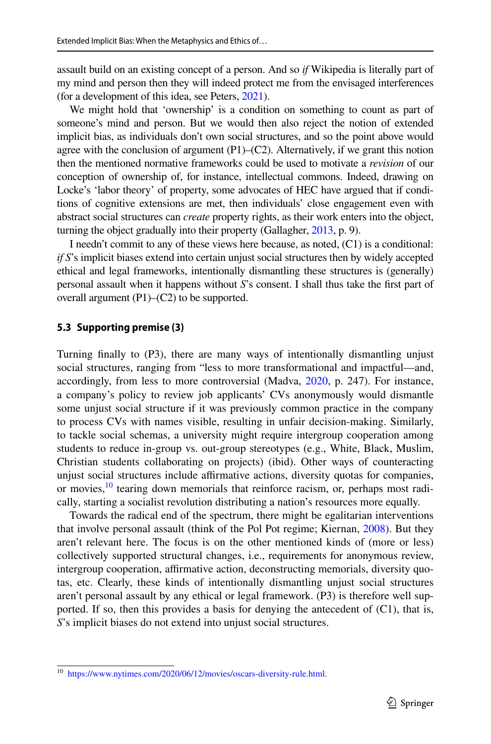assault build on an existing concept of a person. And so *if* Wikipedia is literally part of my mind and person then they will indeed protect me from the envisaged interferences (for a development of this idea, see Peters, 2021).

We might hold that 'ownership' is a condition on something to count as part of someone's mind and person. But we would then also reject the notion of extended implicit bias, as individuals don't own social structures, and so the point above would agree with the conclusion of argument (P1)–(C2). Alternatively, if we grant this notion then the mentioned normative frameworks could be used to motivate a *revision* of our conception of ownership of, for instance, intellectual commons. Indeed, drawing on Locke's 'labor theory' of property, some advocates of HEC have argued that if conditions of cognitive extensions are met, then individuals' close engagement even with abstract social structures can *create* property rights, as their work enters into the object, turning the object gradually into their property (Gallagher, 2013, p. 9).

I needn't commit to any of these views here because, as noted, (C1) is a conditional: *if S*'s implicit biases extend into certain unjust social structures then by widely accepted ethical and legal frameworks, intentionally dismantling these structures is (generally) personal assault when it happens without *S*'s consent. I shall thus take the first part of overall argument (P1)–(C2) to be supported.

### 5.3 Supporting premise (3)

Turning finally to (P3), there are many ways of intentionally dismantling unjust social structures, ranging from "less to more transformational and impactful—and, accordingly, from less to more controversial (Madva, 2020, p. 247). For instance, a company's policy to review job applicants' CVs anonymously would dismantle some unjust social structure if it was previously common practice in the company to process CVs with names visible, resulting in unfair decision-making. Similarly, to tackle social schemas, a university might require intergroup cooperation among students to reduce in-group vs. out-group stereotypes (e.g., White, Black, Muslim, Christian students collaborating on projects) (ibid). Other ways of counteracting unjust social structures include affirmative actions, diversity quotas for companies, or movies,[10] tearing down memorials that reinforce racism, or, perhaps most radically, starting a socialist revolution distributing a nation's resources more equally.

Towards the radical end of the spectrum, there might be egalitarian interventions that involve personal assault (think of the Pol Pot regime; Kiernan, 2008). But they aren't relevant here. The focus is on the other mentioned kinds of (more or less) collectively supported structural changes, i.e., requirements for anonymous review, intergroup cooperation, affirmative action, deconstructing memorials, diversity quotas, etc. Clearly, these kinds of intentionally dismantling unjust social structures aren't personal assault by any ethical or legal framework. (P3) is therefore well supported. If so, then this provides a basis for denying the antecedent of (C1), that is, *S*'s implicit biases do not extend into unjust social structures.

---

[10] https://www.nytimes.com/2020/06/12/movies/oscars-diversity-rule.html.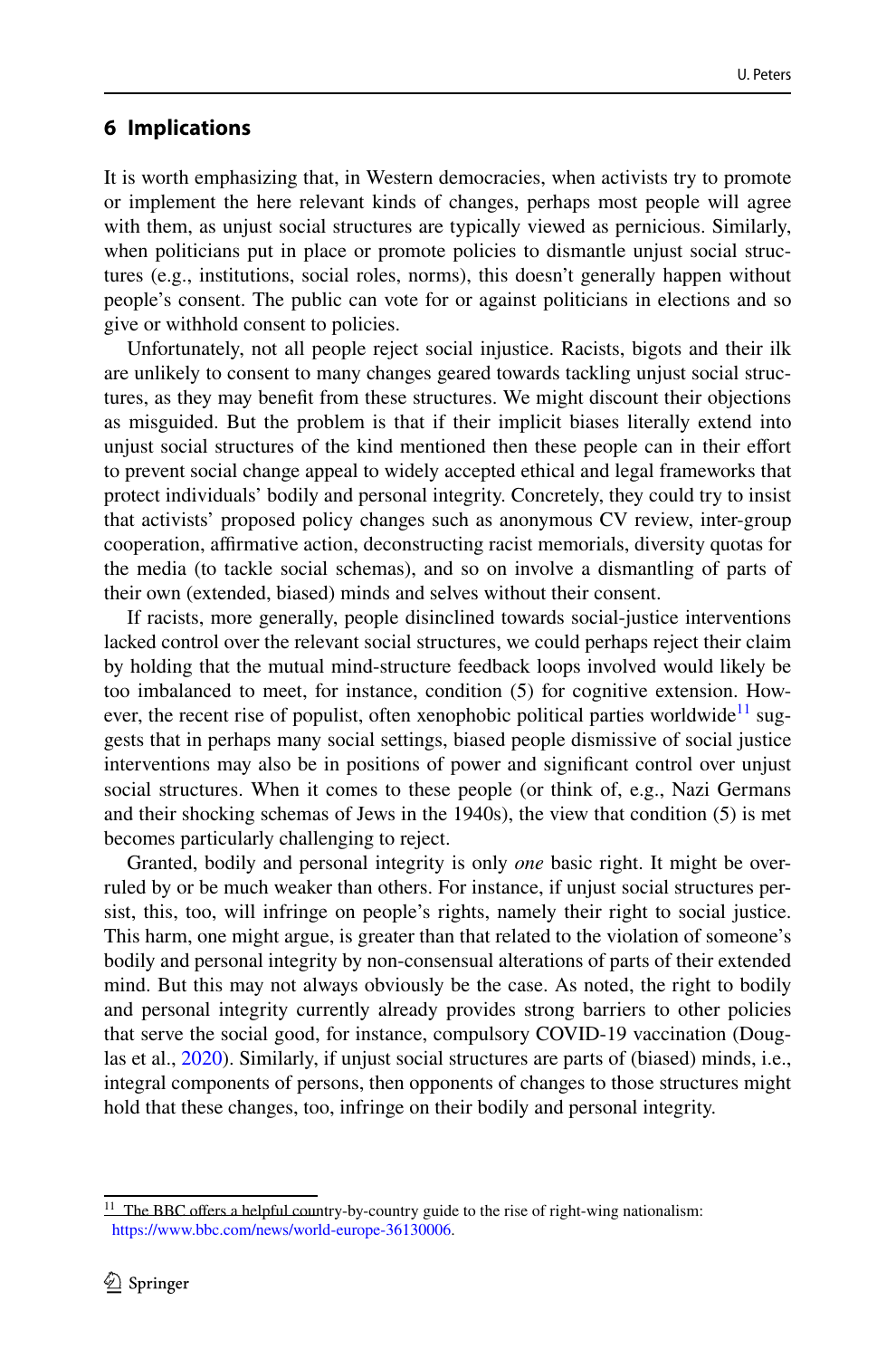## 6 Implications

It is worth emphasizing that, in Western democracies, when activists try to promote or implement the here relevant kinds of changes, perhaps most people will agree with them, as unjust social structures are typically viewed as pernicious. Similarly, when politicians put in place or promote policies to dismantle unjust social structures (e.g., institutions, social roles, norms), this doesn't generally happen without people's consent. The public can vote for or against politicians in elections and so give or withhold consent to policies.

Unfortunately, not all people reject social injustice. Racists, bigots and their ilk are unlikely to consent to many changes geared towards tackling unjust social structures, as they may benefit from these structures. We might discount their objections as misguided. But the problem is that if their implicit biases literally extend into unjust social structures of the kind mentioned then these people can in their effort to prevent social change appeal to widely accepted ethical and legal frameworks that protect individuals' bodily and personal integrity. Concretely, they could try to insist that activists' proposed policy changes such as anonymous CV review, inter-group cooperation, affirmative action, deconstructing racist memorials, diversity quotas for the media (to tackle social schemas), and so on involve a dismantling of parts of their own (extended, biased) minds and selves without their consent.

If racists, more generally, people disinclined towards social-justice interventions lacked control over the relevant social structures, we could perhaps reject their claim by holding that the mutual mind-structure feedback loops involved would likely be too imbalanced to meet, for instance, condition (5) for cognitive extension. However, the recent rise of populist, often xenophobic political parties worldwide[11] suggests that in perhaps many social settings, biased people dismissive of social justice interventions may also be in positions of power and significant control over unjust social structures. When it comes to these people (or think of, e.g., Nazi Germans and their shocking schemas of Jews in the 1940s), the view that condition (5) is met becomes particularly challenging to reject.

Granted, bodily and personal integrity is only *one* basic right. It might be overruled by or be much weaker than others. For instance, if unjust social structures persist, this, too, will infringe on people's rights, namely their right to social justice. This harm, one might argue, is greater than that related to the violation of someone's bodily and personal integrity by non-consensual alterations of parts of their extended mind. But this may not always obviously be the case. As noted, the right to bodily and personal integrity currently already provides strong barriers to other policies that serve the social good, for instance, compulsory COVID-19 vaccination (Douglas et al., 2020). Similarly, if unjust social structures are parts of (biased) minds, i.e., integral components of persons, then opponents of changes to those structures might hold that these changes, too, infringe on their bodily and personal integrity.

[11] The BBC offers a helpful country-by-country guide to the rise of right-wing nationalism: https://www.bbc.com/news/world-europe-36130006.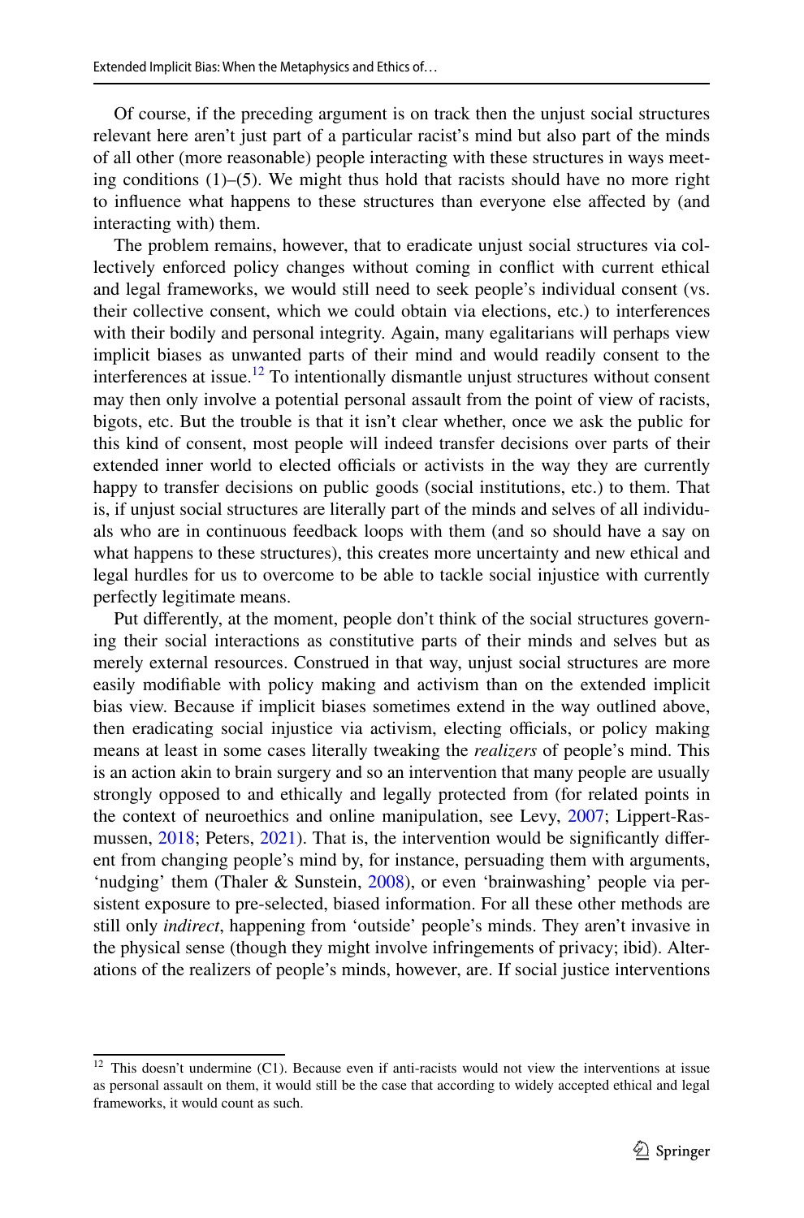Of course, if the preceding argument is on track then the unjust social structures relevant here aren't just part of a particular racist's mind but also part of the minds of all other (more reasonable) people interacting with these structures in ways meeting conditions (1)–(5). We might thus hold that racists should have no more right to influence what happens to these structures than everyone else affected by (and interacting with) them.

The problem remains, however, that to eradicate unjust social structures via collectively enforced policy changes without coming in conflict with current ethical and legal frameworks, we would still need to seek people's individual consent (vs. their collective consent, which we could obtain via elections, etc.) to interferences with their bodily and personal integrity. Again, many egalitarians will perhaps view implicit biases as unwanted parts of their mind and would readily consent to the interferences at issue.[12] To intentionally dismantle unjust structures without consent may then only involve a potential personal assault from the point of view of racists, bigots, etc. But the trouble is that it isn't clear whether, once we ask the public for this kind of consent, most people will indeed transfer decisions over parts of their extended inner world to elected officials or activists in the way they are currently happy to transfer decisions on public goods (social institutions, etc.) to them. That is, if unjust social structures are literally part of the minds and selves of all individuals who are in continuous feedback loops with them (and so should have a say on what happens to these structures), this creates more uncertainty and new ethical and legal hurdles for us to overcome to be able to tackle social injustice with currently perfectly legitimate means.

Put differently, at the moment, people don't think of the social structures governing their social interactions as constitutive parts of their minds and selves but as merely external resources. Construed in that way, unjust social structures are more easily modifiable with policy making and activism than on the extended implicit bias view. Because if implicit biases sometimes extend in the way outlined above, then eradicating social injustice via activism, electing officials, or policy making means at least in some cases literally tweaking the *realizers* of people's mind. This is an action akin to brain surgery and so an intervention that many people are usually strongly opposed to and ethically and legally protected from (for related points in the context of neuroethics and online manipulation, see Levy, 2007; Lippert-Rasmussen, 2018; Peters, 2021). That is, the intervention would be significantly different from changing people's mind by, for instance, persuading them with arguments, 'nudging' them (Thaler & Sunstein, 2008), or even 'brainwashing' people via persistent exposure to pre-selected, biased information. For all these other methods are still only *indirect*, happening from 'outside' people's minds. They aren't invasive in the physical sense (though they might involve infringements of privacy; ibid). Alterations of the realizers of people's minds, however, are. If social justice interventions

[12] This doesn't undermine (C1). Because even if anti-racists would not view the interventions at issue as personal assault on them, it would still be the case that according to widely accepted ethical and legal frameworks, it would count as such.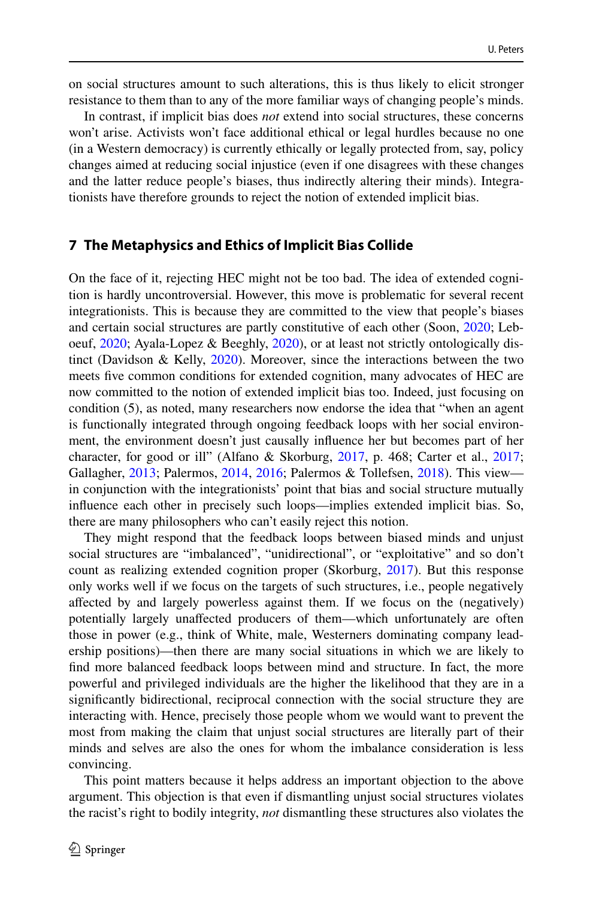on social structures amount to such alterations, this is thus likely to elicit stronger resistance to them than to any of the more familiar ways of changing people's minds.

In contrast, if implicit bias does *not* extend into social structures, these concerns won't arise. Activists won't face additional ethical or legal hurdles because no one (in a Western democracy) is currently ethically or legally protected from, say, policy changes aimed at reducing social injustice (even if one disagrees with these changes and the latter reduce people's biases, thus indirectly altering their minds). Integrationists have therefore grounds to reject the notion of extended implicit bias.

## 7 The Metaphysics and Ethics of Implicit Bias Collide

On the face of it, rejecting HEC might not be too bad. The idea of extended cognition is hardly uncontroversial. However, this move is problematic for several recent integrationists. This is because they are committed to the view that people's biases and certain social structures are partly constitutive of each other (Soon, 2020; Leboeuf, 2020; Ayala-Lopez & Beeghly, 2020), or at least not strictly ontologically distinct (Davidson & Kelly, 2020). Moreover, since the interactions between the two meets five common conditions for extended cognition, many advocates of HEC are now committed to the notion of extended implicit bias too. Indeed, just focusing on condition (5), as noted, many researchers now endorse the idea that "when an agent is functionally integrated through ongoing feedback loops with her social environment, the environment doesn't just causally influence her but becomes part of her character, for good or ill" (Alfano & Skorburg, 2017, p. 468; Carter et al., 2017; Gallagher, 2013; Palermos, 2014, 2016; Palermos & Tollefsen, 2018). This view—in conjunction with the integrationists' point that bias and social structure mutually influence each other in precisely such loops—implies extended implicit bias. So, there are many philosophers who can't easily reject this notion.

They might respond that the feedback loops between biased minds and unjust social structures are "imbalanced", "unidirectional", or "exploitative" and so don't count as realizing extended cognition proper (Skorburg, 2017). But this response only works well if we focus on the targets of such structures, i.e., people negatively affected by and largely powerless against them. If we focus on the (negatively) potentially largely unaffected producers of them—which unfortunately are often those in power (e.g., think of White, male, Westerners dominating company leadership positions)—then there are many social situations in which we are likely to find more balanced feedback loops between mind and structure. In fact, the more powerful and privileged individuals are the higher the likelihood that they are in a significantly bidirectional, reciprocal connection with the social structure they are interacting with. Hence, precisely those people whom we would want to prevent the most from making the claim that unjust social structures are literally part of their minds and selves are also the ones for whom the imbalance consideration is less convincing.

This point matters because it helps address an important objection to the above argument. This objection is that even if dismantling unjust social structures violates the racist's right to bodily integrity, *not* dismantling these structures also violates the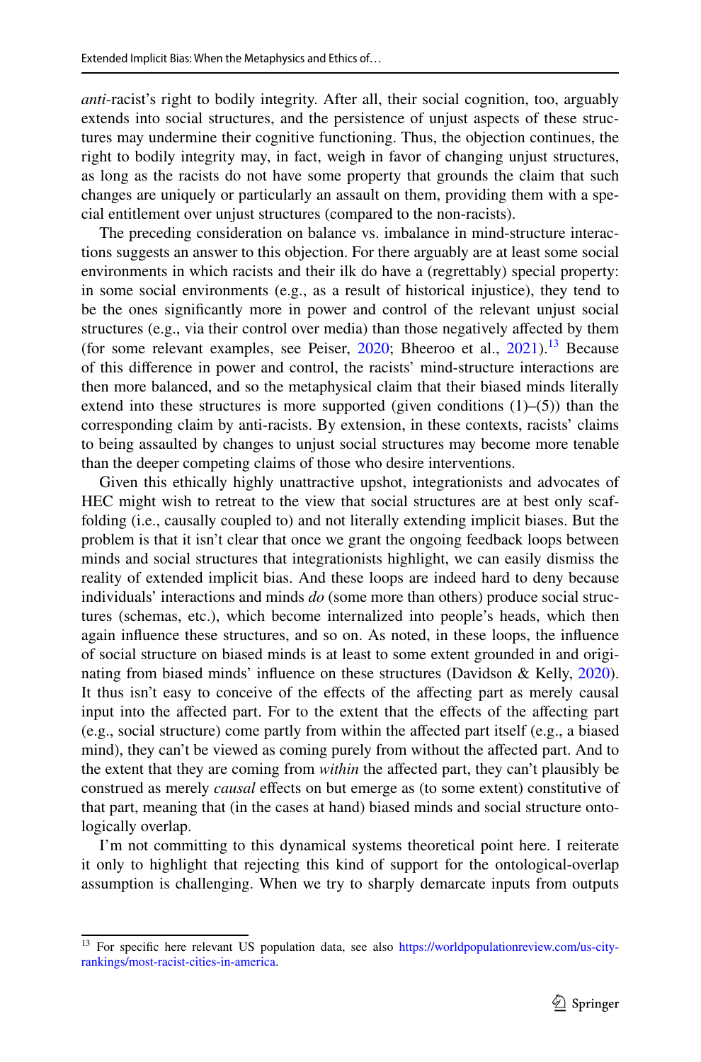*anti*-racist's right to bodily integrity. After all, their social cognition, too, arguably extends into social structures, and the persistence of unjust aspects of these structures may undermine their cognitive functioning. Thus, the objection continues, the right to bodily integrity may, in fact, weigh in favor of changing unjust structures, as long as the racists do not have some property that grounds the claim that such changes are uniquely or particularly an assault on them, providing them with a special entitlement over unjust structures (compared to the non-racists).

The preceding consideration on balance vs. imbalance in mind-structure interactions suggests an answer to this objection. For there arguably are at least some social environments in which racists and their ilk do have a (regrettably) special property: in some social environments (e.g., as a result of historical injustice), they tend to be the ones significantly more in power and control of the relevant unjust social structures (e.g., via their control over media) than those negatively affected by them (for some relevant examples, see Peiser, 2020; Bheeroo et al., 2021).[13] Because of this difference in power and control, the racists' mind-structure interactions are then more balanced, and so the metaphysical claim that their biased minds literally extend into these structures is more supported (given conditions (1)–(5)) than the corresponding claim by anti-racists. By extension, in these contexts, racists' claims to being assaulted by changes to unjust social structures may become more tenable than the deeper competing claims of those who desire interventions.

Given this ethically highly unattractive upshot, integrationists and advocates of HEC might wish to retreat to the view that social structures are at best only scaffolding (i.e., causally coupled to) and not literally extending implicit biases. But the problem is that it isn't clear that once we grant the ongoing feedback loops between minds and social structures that integrationists highlight, we can easily dismiss the reality of extended implicit bias. And these loops are indeed hard to deny because individuals' interactions and minds *do* (some more than others) produce social structures (schemas, etc.), which become internalized into people's heads, which then again influence these structures, and so on. As noted, in these loops, the influence of social structure on biased minds is at least to some extent grounded in and originating from biased minds' influence on these structures (Davidson & Kelly, 2020). It thus isn't easy to conceive of the effects of the affecting part as merely causal input into the affected part. For to the extent that the effects of the affecting part (e.g., social structure) come partly from within the affected part itself (e.g., a biased mind), they can't be viewed as coming purely from without the affected part. And to the extent that they are coming from *within* the affected part, they can't plausibly be construed as merely *causal* effects on but emerge as (to some extent) constitutive of that part, meaning that (in the cases at hand) biased minds and social structure ontologically overlap.

I'm not committing to this dynamical systems theoretical point here. I reiterate it only to highlight that rejecting this kind of support for the ontological-overlap assumption is challenging. When we try to sharply demarcate inputs from outputs

---

[13] For specific here relevant US population data, see also https://worldpopulationreview.com/us-city-rankings/most-racist-cities-in-america.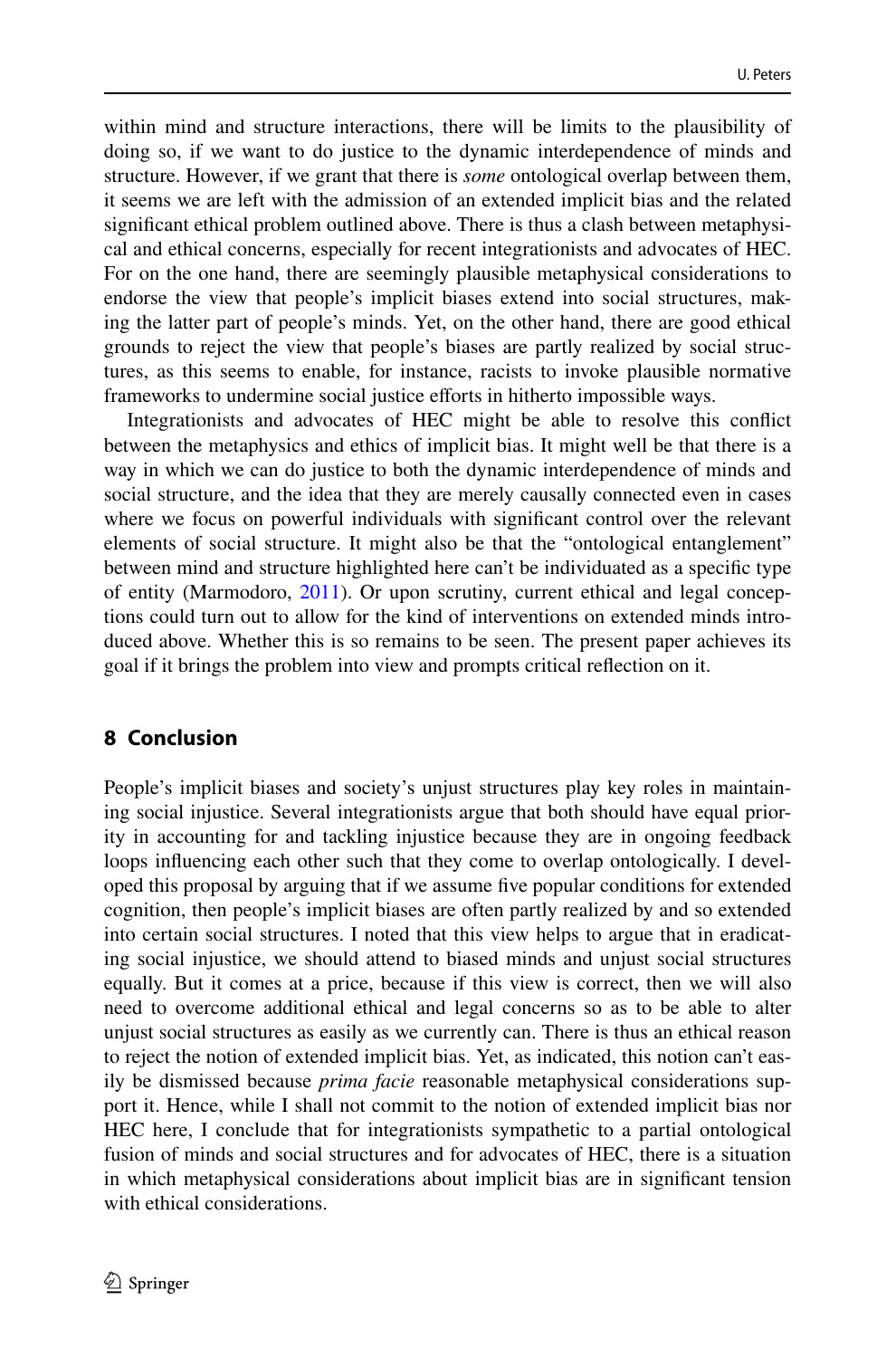within mind and structure interactions, there will be limits to the plausibility of doing so, if we want to do justice to the dynamic interdependence of minds and structure. However, if we grant that there is *some* ontological overlap between them, it seems we are left with the admission of an extended implicit bias and the related significant ethical problem outlined above. There is thus a clash between metaphysical and ethical concerns, especially for recent integrationists and advocates of HEC. For on the one hand, there are seemingly plausible metaphysical considerations to endorse the view that people's implicit biases extend into social structures, making the latter part of people's minds. Yet, on the other hand, there are good ethical grounds to reject the view that people's biases are partly realized by social structures, as this seems to enable, for instance, racists to invoke plausible normative frameworks to undermine social justice efforts in hitherto impossible ways.

Integrationists and advocates of HEC might be able to resolve this conflict between the metaphysics and ethics of implicit bias. It might well be that there is a way in which we can do justice to both the dynamic interdependence of minds and social structure, and the idea that they are merely causally connected even in cases where we focus on powerful individuals with significant control over the relevant elements of social structure. It might also be that the "ontological entanglement" between mind and structure highlighted here can't be individuated as a specific type of entity (Marmodoro, 2011). Or upon scrutiny, current ethical and legal conceptions could turn out to allow for the kind of interventions on extended minds introduced above. Whether this is so remains to be seen. The present paper achieves its goal if it brings the problem into view and prompts critical reflection on it.

## 8 Conclusion

People's implicit biases and society's unjust structures play key roles in maintaining social injustice. Several integrationists argue that both should have equal priority in accounting for and tackling injustice because they are in ongoing feedback loops influencing each other such that they come to overlap ontologically. I developed this proposal by arguing that if we assume five popular conditions for extended cognition, then people's implicit biases are often partly realized by and so extended into certain social structures. I noted that this view helps to argue that in eradicating social injustice, we should attend to biased minds and unjust social structures equally. But it comes at a price, because if this view is correct, then we will also need to overcome additional ethical and legal concerns so as to be able to alter unjust social structures as easily as we currently can. There is thus an ethical reason to reject the notion of extended implicit bias. Yet, as indicated, this notion can't easily be dismissed because *prima facie* reasonable metaphysical considerations support it. Hence, while I shall not commit to the notion of extended implicit bias nor HEC here, I conclude that for integrationists sympathetic to a partial ontological fusion of minds and social structures and for advocates of HEC, there is a situation in which metaphysical considerations about implicit bias are in significant tension with ethical considerations.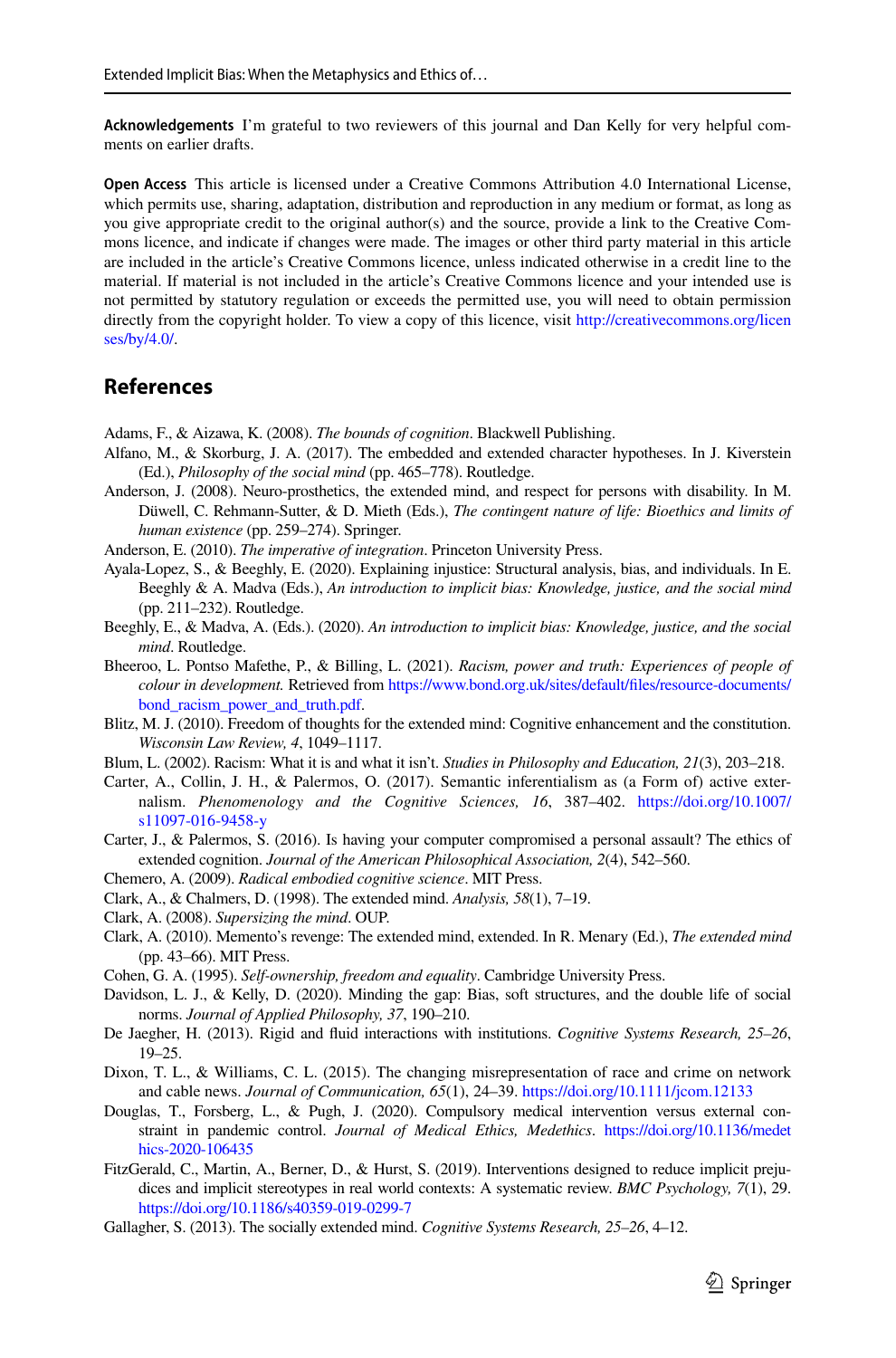**Acknowledgements** I'm grateful to two reviewers of this journal and Dan Kelly for very helpful comments on earlier drafts.

**Open Access** This article is licensed under a Creative Commons Attribution 4.0 International License, which permits use, sharing, adaptation, distribution and reproduction in any medium or format, as long as you give appropriate credit to the original author(s) and the source, provide a link to the Creative Commons licence, and indicate if changes were made. The images or other third party material in this article are included in the article's Creative Commons licence, unless indicated otherwise in a credit line to the material. If material is not included in the article's Creative Commons licence and your intended use is not permitted by statutory regulation or exceeds the permitted use, you will need to obtain permission directly from the copyright holder. To view a copy of this licence, visit http://creativecommons.org/licenses/by/4.0/.

## References

Adams, F., & Aizawa, K. (2008). *The bounds of cognition*. Blackwell Publishing.

Alfano, M., & Skorburg, J. A. (2017). The embedded and extended character hypotheses. In J. Kiverstein (Ed.), *Philosophy of the social mind* (pp. 465–778). Routledge.

Anderson, J. (2008). Neuro-prosthetics, the extended mind, and respect for persons with disability. In M. Düwell, C. Rehmann-Sutter, & D. Mieth (Eds.), *The contingent nature of life: Bioethics and limits of human existence* (pp. 259–274). Springer.

Anderson, E. (2010). *The imperative of integration*. Princeton University Press.

Ayala-Lopez, S., & Beeghly, E. (2020). Explaining injustice: Structural analysis, bias, and individuals. In E. Beeghly & A. Madva (Eds.), *An introduction to implicit bias: Knowledge, justice, and the social mind* (pp. 211–232). Routledge.

Beeghly, E., & Madva, A. (Eds.). (2020). *An introduction to implicit bias: Knowledge, justice, and the social mind*. Routledge.

Bheeroo, L. Pontso Mafethe, P., & Billing, L. (2021). *Racism, power and truth: Experiences of people of colour in development.* Retrieved from https://www.bond.org.uk/sites/default/files/resource-documents/bond_racism_power_and_truth.pdf.

Blitz, M. J. (2010). Freedom of thoughts for the extended mind: Cognitive enhancement and the constitution. *Wisconsin Law Review, 4*, 1049–1117.

Blum, L. (2002). Racism: What it is and what it isn't. *Studies in Philosophy and Education, 21*(3), 203–218.

Carter, A., Collin, J. H., & Palermos, O. (2017). Semantic inferentialism as (a Form of) active externalism. *Phenomenology and the Cognitive Sciences, 16*, 387–402. https://doi.org/10.1007/s11097-016-9458-y

Carter, J., & Palermos, S. (2016). Is having your computer compromised a personal assault? The ethics of extended cognition. *Journal of the American Philosophical Association, 2*(4), 542–560.

Chemero, A. (2009). *Radical embodied cognitive science*. MIT Press.

Clark, A., & Chalmers, D. (1998). The extended mind. *Analysis, 58*(1), 7–19.

Clark, A. (2008). *Supersizing the mind*. OUP.

Clark, A. (2010). Memento's revenge: The extended mind, extended. In R. Menary (Ed.), *The extended mind* (pp. 43–66). MIT Press.

Cohen, G. A. (1995). *Self-ownership, freedom and equality*. Cambridge University Press.

Davidson, L. J., & Kelly, D. (2020). Minding the gap: Bias, soft structures, and the double life of social norms. *Journal of Applied Philosophy, 37*, 190–210.

De Jaegher, H. (2013). Rigid and fluid interactions with institutions. *Cognitive Systems Research, 25–26*, 19–25.

Dixon, T. L., & Williams, C. L. (2015). The changing misrepresentation of race and crime on network and cable news. *Journal of Communication, 65*(1), 24–39. https://doi.org/10.1111/jcom.12133

Douglas, T., Forsberg, L., & Pugh, J. (2020). Compulsory medical intervention versus external constraint in pandemic control. *Journal of Medical Ethics, Medethics*. https://doi.org/10.1136/medethics-2020-106435

FitzGerald, C., Martin, A., Berner, D., & Hurst, S. (2019). Interventions designed to reduce implicit prejudices and implicit stereotypes in real world contexts: A systematic review. *BMC Psychology, 7*(1), 29. https://doi.org/10.1186/s40359-019-0299-7

Gallagher, S. (2013). The socially extended mind. *Cognitive Systems Research, 25–26*, 4–12.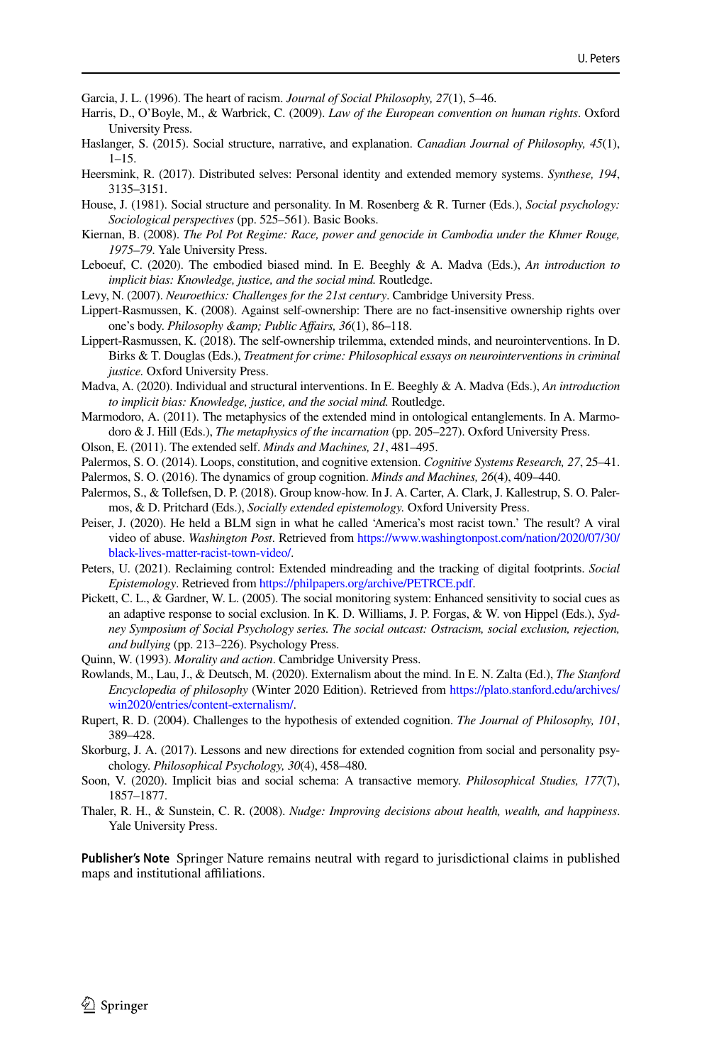Garcia, J. L. (1996). The heart of racism. *Journal of Social Philosophy, 27*(1), 5–46.

Harris, D., O'Boyle, M., & Warbrick, C. (2009). *Law of the European convention on human rights*. Oxford University Press.

Haslanger, S. (2015). Social structure, narrative, and explanation. *Canadian Journal of Philosophy, 45*(1), 1–15.

Heersmink, R. (2017). Distributed selves: Personal identity and extended memory systems. *Synthese, 194*, 3135–3151.

House, J. (1981). Social structure and personality. In M. Rosenberg & R. Turner (Eds.), *Social psychology: Sociological perspectives* (pp. 525–561). Basic Books.

Kiernan, B. (2008). *The Pol Pot Regime: Race, power and genocide in Cambodia under the Khmer Rouge, 1975–79*. Yale University Press.

Leboeuf, C. (2020). The embodied biased mind. In E. Beeghly & A. Madva (Eds.), *An introduction to implicit bias: Knowledge, justice, and the social mind.* Routledge.

Levy, N. (2007). *Neuroethics: Challenges for the 21st century*. Cambridge University Press.

Lippert-Rasmussen, K. (2008). Against self-ownership: There are no fact-insensitive ownership rights over one's body. *Philosophy &amp; Public Affairs, 36*(1), 86–118.

Lippert-Rasmussen, K. (2018). The self-ownership trilemma, extended minds, and neurointerventions. In D. Birks & T. Douglas (Eds.), *Treatment for crime: Philosophical essays on neurointerventions in criminal justice.* Oxford University Press.

Madva, A. (2020). Individual and structural interventions. In E. Beeghly & A. Madva (Eds.), *An introduction to implicit bias: Knowledge, justice, and the social mind.* Routledge.

Marmodoro, A. (2011). The metaphysics of the extended mind in ontological entanglements. In A. Marmodoro & J. Hill (Eds.), *The metaphysics of the incarnation* (pp. 205–227). Oxford University Press.

Olson, E. (2011). The extended self. *Minds and Machines, 21*, 481–495.

Palermos, S. O. (2014). Loops, constitution, and cognitive extension. *Cognitive Systems Research, 27*, 25–41.

Palermos, S. O. (2016). The dynamics of group cognition. *Minds and Machines, 26*(4), 409–440.

Palermos, S., & Tollefsen, D. P. (2018). Group know-how. In J. A. Carter, A. Clark, J. Kallestrup, S. O. Palermos, & D. Pritchard (Eds.), *Socially extended epistemology.* Oxford University Press.

Peiser, J. (2020). He held a BLM sign in what he called 'America's most racist town.' The result? A viral video of abuse. *Washington Post*. Retrieved from https://www.washingtonpost.com/nation/2020/07/30/black-lives-matter-racist-town-video/.

Peters, U. (2021). Reclaiming control: Extended mindreading and the tracking of digital footprints. *Social Epistemology*. Retrieved from https://philpapers.org/archive/PETRCE.pdf.

Pickett, C. L., & Gardner, W. L. (2005). The social monitoring system: Enhanced sensitivity to social cues as an adaptive response to social exclusion. In K. D. Williams, J. P. Forgas, & W. von Hippel (Eds.), *Sydney Symposium of Social Psychology series. The social outcast: Ostracism, social exclusion, rejection, and bullying* (pp. 213–226). Psychology Press.

Quinn, W. (1993). *Morality and action*. Cambridge University Press.

Rowlands, M., Lau, J., & Deutsch, M. (2020). Externalism about the mind. In E. N. Zalta (Ed.), *The Stanford Encyclopedia of philosophy* (Winter 2020 Edition). Retrieved from https://plato.stanford.edu/archives/win2020/entries/content-externalism/.

Rupert, R. D. (2004). Challenges to the hypothesis of extended cognition. *The Journal of Philosophy, 101*, 389–428.

Skorburg, J. A. (2017). Lessons and new directions for extended cognition from social and personality psychology. *Philosophical Psychology, 30*(4), 458–480.

Soon, V. (2020). Implicit bias and social schema: A transactive memory. *Philosophical Studies, 177*(7), 1857–1877.

Thaler, R. H., & Sunstein, C. R. (2008). *Nudge: Improving decisions about health, wealth, and happiness*. Yale University Press.

**Publisher's Note** Springer Nature remains neutral with regard to jurisdictional claims in published maps and institutional affiliations.